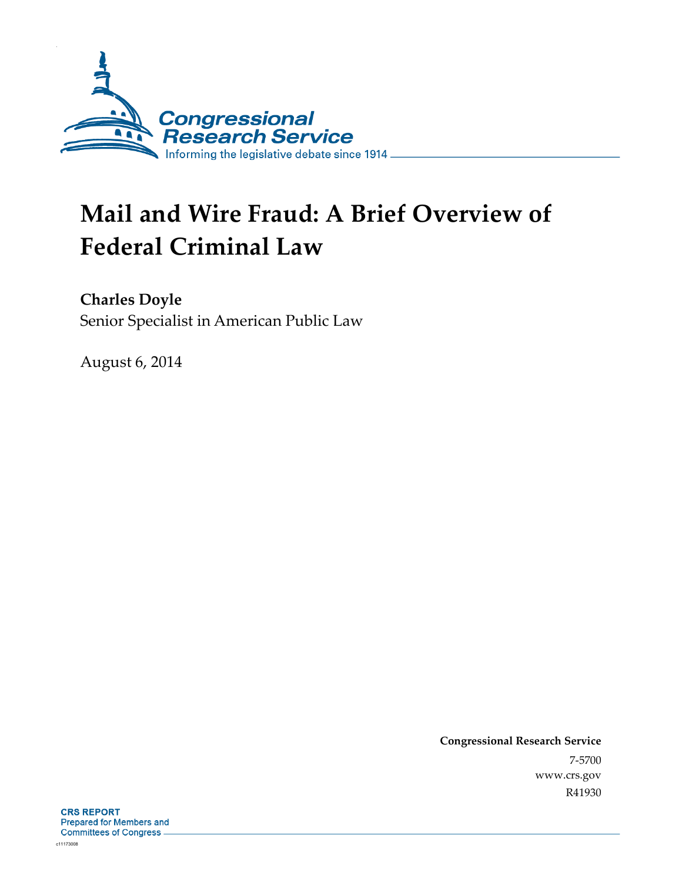Congressional Research Service

Informing the legislative debate since 1914

# Mail and Wire Fraud: A Brief Overview of Federal Criminal Law

**Charles Doyle**

Senior Specialist in American Public Law

August 6, 2014

**Congressional Research Service**

7-5700

www.crs.gov

R41930

**CRS REPORT**

Prepared for Members and Committees of Congress

c11173008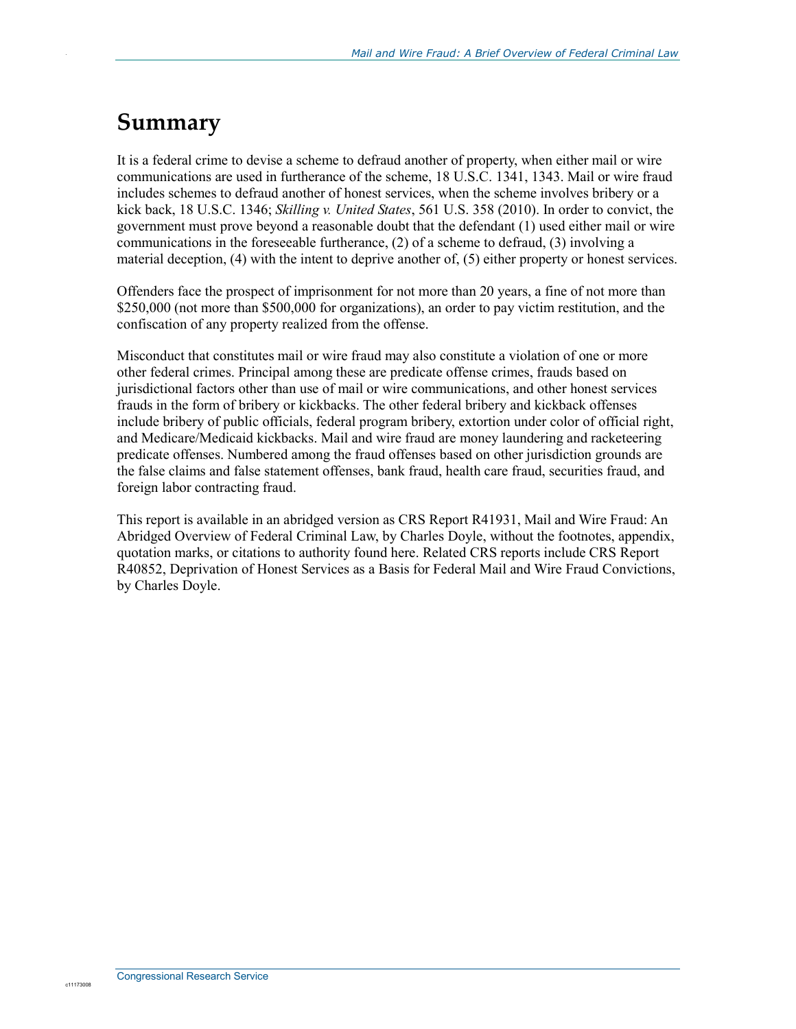# Summary

It is a federal crime to devise a scheme to defraud another of property, when either mail or wire communications are used in furtherance of the scheme, 18 U.S.C. 1341, 1343. Mail or wire fraud includes schemes to defraud another of honest services, when the scheme involves bribery or a kick back, 18 U.S.C. 1346; *Skilling v. United States*, 561 U.S. 358 (2010). In order to convict, the government must prove beyond a reasonable doubt that the defendant (1) used either mail or wire communications in the foreseeable furtherance, (2) of a scheme to defraud, (3) involving a material deception, (4) with the intent to deprive another of, (5) either property or honest services.

Offenders face the prospect of imprisonment for not more than 20 years, a fine of not more than $250,000 (not more than $500,000 for organizations), an order to pay victim restitution, and the confiscation of any property realized from the offense.

Misconduct that constitutes mail or wire fraud may also constitute a violation of one or more other federal crimes. Principal among these are predicate offense crimes, frauds based on jurisdictional factors other than use of mail or wire communications, and other honest services frauds in the form of bribery or kickbacks. The other federal bribery and kickback offenses include bribery of public officials, federal program bribery, extortion under color of official right, and Medicare/Medicaid kickbacks. Mail and wire fraud are money laundering and racketeering predicate offenses. Numbered among the fraud offenses based on other jurisdiction grounds are the false claims and false statement offenses, bank fraud, health care fraud, securities fraud, and foreign labor contracting fraud.

This report is available in an abridged version as CRS Report R41931, Mail and Wire Fraud: An Abridged Overview of Federal Criminal Law, by Charles Doyle, without the footnotes, appendix, quotation marks, or citations to authority found here. Related CRS reports include CRS Report R40852, Deprivation of Honest Services as a Basis for Federal Mail and Wire Fraud Convictions, by Charles Doyle.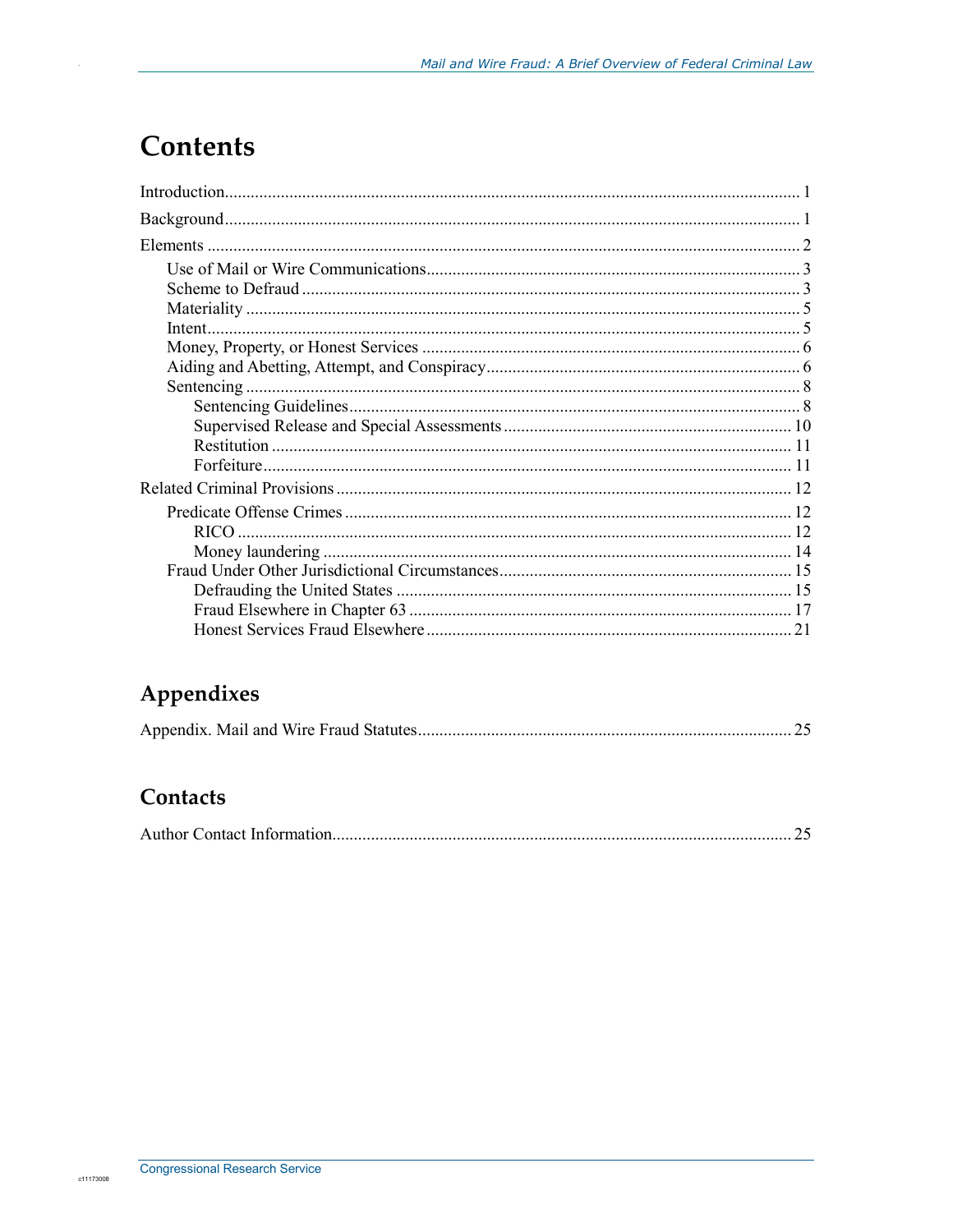# Contents

Introduction ..... 1

Background ..... 1

Elements ..... 2

- Use of Mail or Wire Communications ..... 3
- Scheme to Defraud ..... 3
- Materiality ..... 5
- Intent ..... 5
- Money, Property, or Honest Services ..... 6
- Aiding and Abetting, Attempt, and Conspiracy ..... 6
- Sentencing ..... 8
  - Sentencing Guidelines ..... 8
  - Supervised Release and Special Assessments ..... 10
  - Restitution ..... 11
  - Forfeiture ..... 11

Related Criminal Provisions ..... 12

- Predicate Offense Crimes ..... 12
  - RICO ..... 12
  - Money laundering ..... 14
- Fraud Under Other Jurisdictional Circumstances ..... 15
  - Defrauding the United States ..... 15
  - Fraud Elsewhere in Chapter 63 ..... 17
  - Honest Services Fraud Elsewhere ..... 21

# Appendixes

Appendix. Mail and Wire Fraud Statutes ..... 25

# Contacts

Author Contact Information ..... 25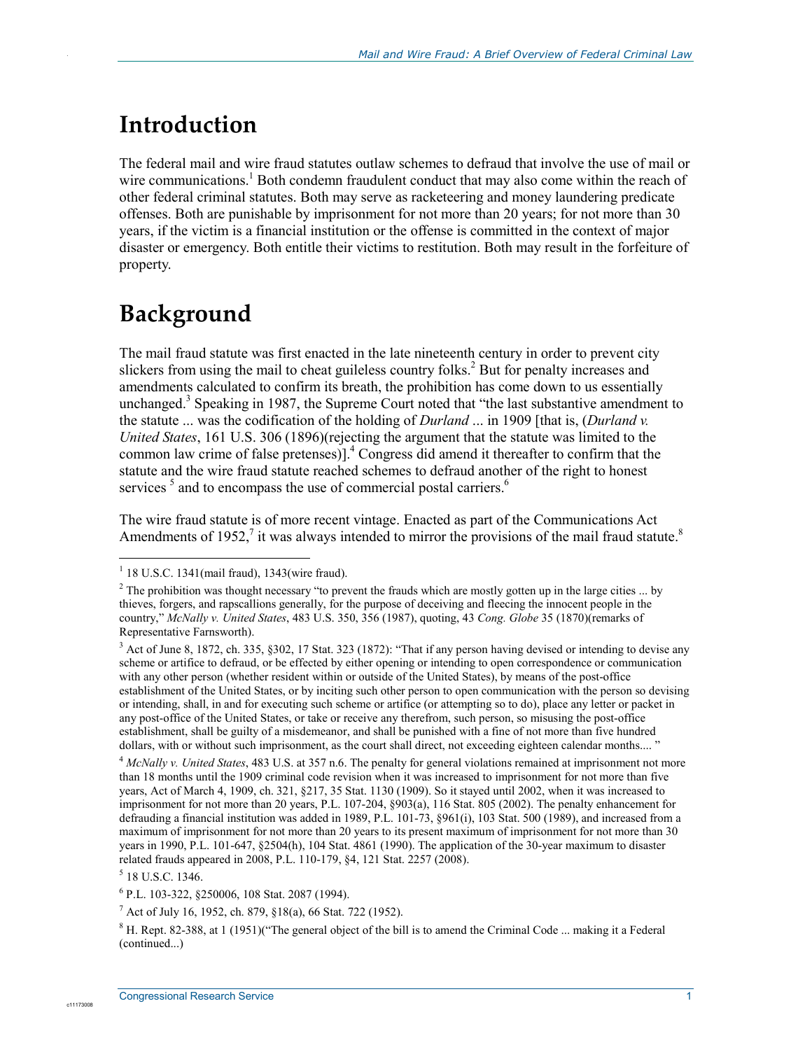# Introduction

The federal mail and wire fraud statutes outlaw schemes to defraud that involve the use of mail or wire communications.[1] Both condemn fraudulent conduct that may also come within the reach of other federal criminal statutes. Both may serve as racketeering and money laundering predicate offenses. Both are punishable by imprisonment for not more than 20 years; for not more than 30 years, if the victim is a financial institution or the offense is committed in the context of major disaster or emergency. Both entitle their victims to restitution. Both may result in the forfeiture of property.

# Background

The mail fraud statute was first enacted in the late nineteenth century in order to prevent city slickers from using the mail to cheat guileless country folks.[2] But for penalty increases and amendments calculated to confirm its breath, the prohibition has come down to us essentially unchanged.[3] Speaking in 1987, the Supreme Court noted that "the last substantive amendment to the statute ... was the codification of the holding of *Durland* ... in 1909 [that is, (*Durland v. United States*, 161 U.S. 306 (1896)(rejecting the argument that the statute was limited to the common law crime of false pretenses)].[4] Congress did amend it thereafter to confirm that the statute and the wire fraud statute reached schemes to defraud another of the right to honest services [5] and to encompass the use of commercial postal carriers.[6]

The wire fraud statute is of more recent vintage. Enacted as part of the Communications Act Amendments of 1952,[7] it was always intended to mirror the provisions of the mail fraud statute.[8]

---

[1] 18 U.S.C. 1341(mail fraud), 1343(wire fraud).

[2] The prohibition was thought necessary "to prevent the frauds which are mostly gotten up in the large cities ... by thieves, forgers, and rapscallions generally, for the purpose of deceiving and fleecing the innocent people in the country," *McNally v. United States*, 483 U.S. 350, 356 (1987), quoting, 43 *Cong. Globe* 35 (1870)(remarks of Representative Farnsworth).

[3] Act of June 8, 1872, ch. 335, §302, 17 Stat. 323 (1872): "That if any person having devised or intending to devise any scheme or artifice to defraud, or be effected by either opening or intending to open correspondence or communication with any other person (whether resident within or outside of the United States), by means of the post-office establishment of the United States, or by inciting such other person to open communication with the person so devising or intending, shall, in and for executing such scheme or artifice (or attempting so to do), place any letter or packet in any post-office of the United States, or take or receive any therefrom, such person, so misusing the post-office establishment, shall be guilty of a misdemeanor, and shall be punished with a fine of not more than five hundred dollars, with or without such imprisonment, as the court shall direct, not exceeding eighteen calendar months.... "

[4] *McNally v. United States*, 483 U.S. at 357 n.6. The penalty for general violations remained at imprisonment not more than 18 months until the 1909 criminal code revision when it was increased to imprisonment for not more than five years, Act of March 4, 1909, ch. 321, §217, 35 Stat. 1130 (1909). So it stayed until 2002, when it was increased to imprisonment for not more than 20 years, P.L. 107-204, §903(a), 116 Stat. 805 (2002). The penalty enhancement for defrauding a financial institution was added in 1989, P.L. 101-73, §961(i), 103 Stat. 500 (1989), and increased from a maximum of imprisonment for not more than 20 years to its present maximum of imprisonment for not more than 30 years in 1990, P.L. 101-647, §2504(h), 104 Stat. 4861 (1990). The application of the 30-year maximum to disaster related frauds appeared in 2008, P.L. 110-179, §4, 121 Stat. 2257 (2008).

[5] 18 U.S.C. 1346.

[6] P.L. 103-322, §250006, 108 Stat. 2087 (1994).

[7] Act of July 16, 1952, ch. 879, §18(a), 66 Stat. 722 (1952).

[8] H. Rept. 82-388, at 1 (1951)("The general object of the bill is to amend the Criminal Code ... making it a Federal (continued...)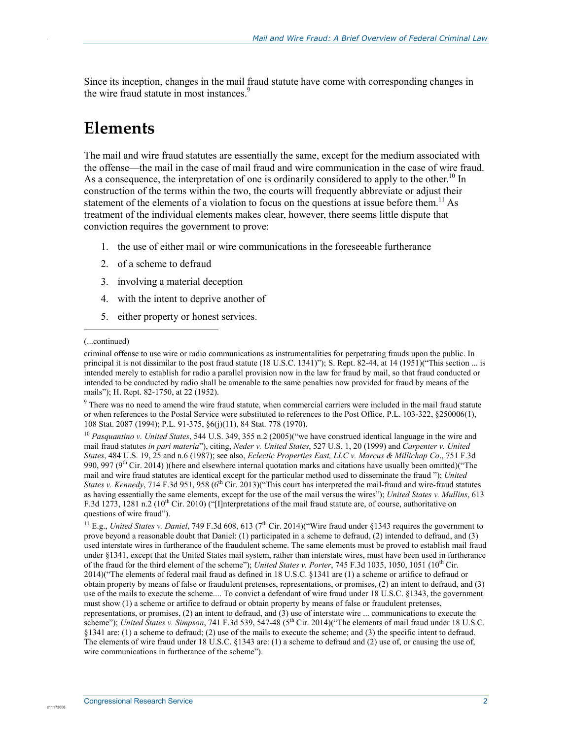Since its inception, changes in the mail fraud statute have come with corresponding changes in the wire fraud statute in most instances.[9]

## Elements

The mail and wire fraud statutes are essentially the same, except for the medium associated with the offense—the mail in the case of mail fraud and wire communication in the case of wire fraud. As a consequence, the interpretation of one is ordinarily considered to apply to the other.[10] In construction of the terms within the two, the courts will frequently abbreviate or adjust their statement of the elements of a violation to focus on the questions at issue before them.[11] As treatment of the individual elements makes clear, however, there seems little dispute that conviction requires the government to prove:

1. the use of either mail or wire communications in the foreseeable furtherance
2. of a scheme to defraud
3. involving a material deception
4. with the intent to deprive another of
5. either property or honest services.

---

(...continued)

criminal offense to use wire or radio communications as instrumentalities for perpetrating frauds upon the public. In principal it is not dissimilar to the post fraud statute (18 U.S.C. 1341)"); S. Rept. 82-44, at 14 (1951)("This section ... is intended merely to establish for radio a parallel provision now in the law for fraud by mail, so that fraud conducted or intended to be conducted by radio shall be amenable to the same penalties now provided for fraud by means of the mails"); H. Rept. 82-1750, at 22 (1952).

[9] There was no need to amend the wire fraud statute, when commercial carriers were included in the mail fraud statute or when references to the Postal Service were substituted to references to the Post Office, P.L. 103-322, §250006(1), 108 Stat. 2087 (1994); P.L. 91-375, §6(j)(11), 84 Stat. 778 (1970).

[10] *Pasquantino v. United States*, 544 U.S. 349, 355 n.2 (2005)("we have construed identical language in the wire and mail fraud statutes *in pari materia*"), citing, *Neder v. United States*, 527 U.S. 1, 20 (1999) and *Carpenter v. United States*, 484 U.S. 19, 25 and n.6 (1987); see also, *Eclectic Properties East, LLC v. Marcus & Millichap Co*., 751 F.3d 990, 997 (9th Cir. 2014) )(here and elsewhere internal quotation marks and citations have usually been omitted)("The mail and wire fraud statutes are identical except for the particular method used to disseminate the fraud "); *United States v. Kennedy*, 714 F.3d 951, 958 (6th Cir. 2013)("This court has interpreted the mail-fraud and wire-fraud statutes as having essentially the same elements, except for the use of the mail versus the wires"); *United States v. Mullins*, 613 F.3d 1273, 1281 n.2 (10th Cir. 2010) ("[I]nterpretations of the mail fraud statute are, of course, authoritative on questions of wire fraud").

[11] E.g., *United States v. Daniel*, 749 F.3d 608, 613 (7th Cir. 2014)("Wire fraud under §1343 requires the government to prove beyond a reasonable doubt that Daniel: (1) participated in a scheme to defraud, (2) intended to defraud, and (3) used interstate wires in furtherance of the fraudulent scheme. The same elements must be proved to establish mail fraud under §1341, except that the United States mail system, rather than interstate wires, must have been used in furtherance of the fraud for the third element of the scheme"); *United States v. Porter*, 745 F.3d 1035, 1050, 1051 (10th Cir. 2014)("The elements of federal mail fraud as defined in 18 U.S.C. §1341 are (1) a scheme or artifice to defraud or obtain property by means of false or fraudulent pretenses, representations, or promises, (2) an intent to defraud, and (3) use of the mails to execute the scheme.... To convict a defendant of wire fraud under 18 U.S.C. §1343, the government must show (1) a scheme or artifice to defraud or obtain property by means of false or fraudulent pretenses, representations, or promises, (2) an intent to defraud, and (3) use of interstate wire ... communications to execute the scheme"); *United States v. Simpson*, 741 F.3d 539, 547-48 (5th Cir. 2014)("The elements of mail fraud under 18 U.S.C. §1341 are: (1) a scheme to defraud; (2) use of the mails to execute the scheme; and (3) the specific intent to defraud. The elements of wire fraud under 18 U.S.C. §1343 are: (1) a scheme to defraud and (2) use of, or causing the use of, wire communications in furtherance of the scheme").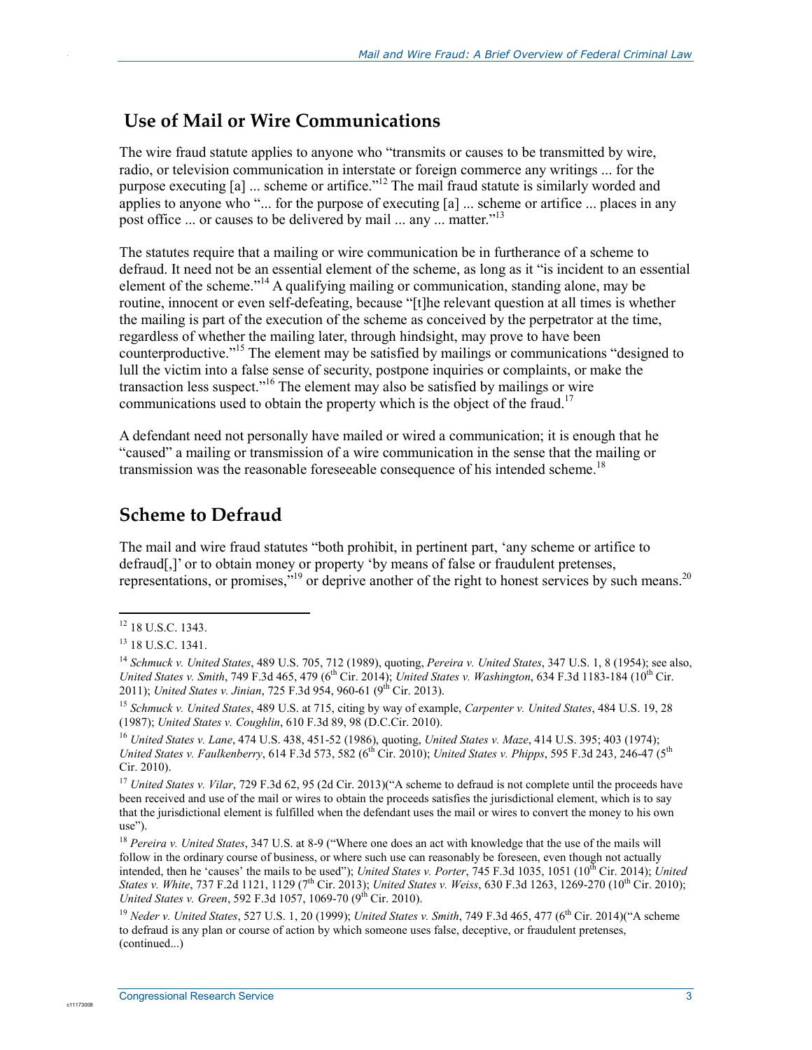## Use of Mail or Wire Communications

The wire fraud statute applies to anyone who "transmits or causes to be transmitted by wire, radio, or television communication in interstate or foreign commerce any writings ... for the purpose executing [a] ... scheme or artifice."[12] The mail fraud statute is similarly worded and applies to anyone who "... for the purpose of executing [a] ... scheme or artifice ... places in any post office ... or causes to be delivered by mail ... any ... matter."[13]

The statutes require that a mailing or wire communication be in furtherance of a scheme to defraud. It need not be an essential element of the scheme, as long as it "is incident to an essential element of the scheme."[14] A qualifying mailing or communication, standing alone, may be routine, innocent or even self-defeating, because "[t]he relevant question at all times is whether the mailing is part of the execution of the scheme as conceived by the perpetrator at the time, regardless of whether the mailing later, through hindsight, may prove to have been counterproductive."[15] The element may be satisfied by mailings or communications "designed to lull the victim into a false sense of security, postpone inquiries or complaints, or make the transaction less suspect."[16] The element may also be satisfied by mailings or wire communications used to obtain the property which is the object of the fraud.[17]

A defendant need not personally have mailed or wired a communication; it is enough that he "caused" a mailing or transmission of a wire communication in the sense that the mailing or transmission was the reasonable foreseeable consequence of his intended scheme.[18]

## Scheme to Defraud

The mail and wire fraud statutes "both prohibit, in pertinent part, 'any scheme or artifice to defraud[,]' or to obtain money or property 'by means of false or fraudulent pretenses, representations, or promises,'"[19] or deprive another of the right to honest services by such means.[20]

---

[12] 18 U.S.C. 1343.

[13] 18 U.S.C. 1341.

[14] *Schmuck v. United States*, 489 U.S. 705, 712 (1989), quoting, *Pereira v. United States*, 347 U.S. 1, 8 (1954); see also, *United States v. Smith*, 749 F.3d 465, 479 (6th Cir. 2014); *United States v. Washington*, 634 F.3d 1183-184 (10th Cir. 2011); *United States v. Jinian*, 725 F.3d 954, 960-61 (9th Cir. 2013).

[15] *Schmuck v. United States*, 489 U.S. at 715, citing by way of example, *Carpenter v. United States*, 484 U.S. 19, 28 (1987); *United States v. Coughlin*, 610 F.3d 89, 98 (D.C.Cir. 2010).

[16] *United States v. Lane*, 474 U.S. 438, 451-52 (1986), quoting, *United States v. Maze*, 414 U.S. 395; 403 (1974); *United States v. Faulkenberry*, 614 F.3d 573, 582 (6th Cir. 2010); *United States v. Phipps*, 595 F.3d 243, 246-47 (5th Cir. 2010).

[17] *United States v. Vilar*, 729 F.3d 62, 95 (2d Cir. 2013)("A scheme to defraud is not complete until the proceeds have been received and use of the mail or wires to obtain the proceeds satisfies the jurisdictional element, which is to say that the jurisdictional element is fulfilled when the defendant uses the mail or wires to convert the money to his own use").

[18] *Pereira v. United States*, 347 U.S. at 8-9 ("Where one does an act with knowledge that the use of the mails will follow in the ordinary course of business, or where such use can reasonably be foreseen, even though not actually intended, then he 'causes' the mails to be used"); *United States v. Porter*, 745 F.3d 1035, 1051 (10th Cir. 2014); *United States v. White*, 737 F.2d 1121, 1129 (7th Cir. 2013); *United States v. Weiss*, 630 F.3d 1263, 1269-270 (10th Cir. 2010); *United States v. Green*, 592 F.3d 1057, 1069-70 (9th Cir. 2010).

[19] *Neder v. United States*, 527 U.S. 1, 20 (1999); *United States v. Smith*, 749 F.3d 465, 477 (6th Cir. 2014)("A scheme to defraud is any plan or course of action by which someone uses false, deceptive, or fraudulent pretenses, (continued...)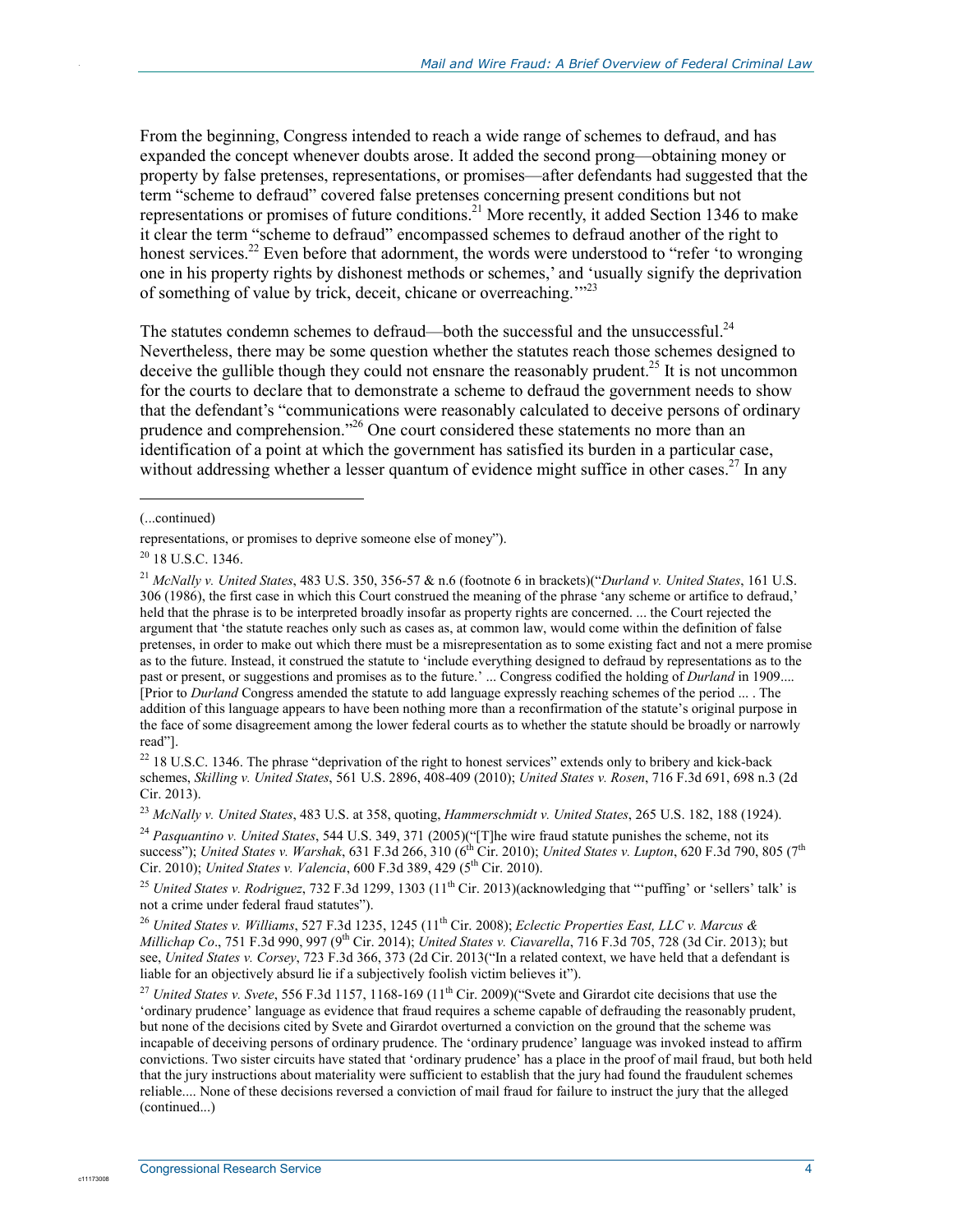From the beginning, Congress intended to reach a wide range of schemes to defraud, and has expanded the concept whenever doubts arose. It added the second prong—obtaining money or property by false pretenses, representations, or promises—after defendants had suggested that the term "scheme to defraud" covered false pretenses concerning present conditions but not representations or promises of future conditions.[21] More recently, it added Section 1346 to make it clear the term "scheme to defraud" encompassed schemes to defraud another of the right to honest services.[22] Even before that adornment, the words were understood to "refer 'to wronging one in his property rights by dishonest methods or schemes,' and 'usually signify the deprivation of something of value by trick, deceit, chicane or overreaching.'"[23]

The statutes condemn schemes to defraud—both the successful and the unsuccessful.[24] Nevertheless, there may be some question whether the statutes reach those schemes designed to deceive the gullible though they could not ensnare the reasonably prudent.[25] It is not uncommon for the courts to declare that to demonstrate a scheme to defraud the government needs to show that the defendant's "communications were reasonably calculated to deceive persons of ordinary prudence and comprehension."[26] One court considered these statements no more than an identification of a point at which the government has satisfied its burden in a particular case, without addressing whether a lesser quantum of evidence might suffice in other cases.[27] In any

---

(...continued)

representations, or promises to deprive someone else of money").

[20] 18 U.S.C. 1346.

[21] *McNally v. United States*, 483 U.S. 350, 356-57 & n.6 (footnote 6 in brackets)("*Durland v. United States*, 161 U.S. 306 (1986), the first case in which this Court construed the meaning of the phrase 'any scheme or artifice to defraud,' held that the phrase is to be interpreted broadly insofar as property rights are concerned. ... the Court rejected the argument that 'the statute reaches only such cases as, at common law, would come within the definition of false pretenses, in order to make out which there must be a misrepresentation as to some existing fact and not a mere promise as to the future. Instead, it construed the statute to 'include everything designed to defraud by representations as to the past or present, or suggestions and promises as to the future.' ... Congress codified the holding of *Durland* in 1909.... [Prior to *Durland* Congress amended the statute to add language expressly reaching schemes of the period ... . The addition of this language appears to have been nothing more than a reconfirmation of the statute's original purpose in the face of some disagreement among the lower federal courts as to whether the statute should be broadly or narrowly read"].

[22] 18 U.S.C. 1346. The phrase "deprivation of the right to honest services" extends only to bribery and kick-back schemes, *Skilling v. United States*, 561 U.S. 2896, 408-409 (2010); *United States v. Rosen*, 716 F.3d 691, 698 n.3 (2d Cir. 2013).

[23] *McNally v. United States*, 483 U.S. at 358, quoting, *Hammerschmidt v. United States*, 265 U.S. 182, 188 (1924).

[24] *Pasquantino v. United States*, 544 U.S. 349, 371 (2005)("[T]he wire fraud statute punishes the scheme, not its success"); *United States v. Warshak*, 631 F.3d 266, 310 (6th Cir. 2010); *United States v. Lupton*, 620 F.3d 790, 805 (7th Cir. 2010); *United States v. Valencia*, 600 F.3d 389, 429 (5th Cir. 2010).

[25] *United States v. Rodriguez*, 732 F.3d 1299, 1303 (11th Cir. 2013)(acknowledging that "'puffing' or 'sellers' talk' is not a crime under federal fraud statutes").

[26] *United States v. Williams*, 527 F.3d 1235, 1245 (11th Cir. 2008); *Eclectic Properties East, LLC v. Marcus & Millichap Co*., 751 F.3d 990, 997 (9th Cir. 2014); *United States v. Ciavarella*, 716 F.3d 705, 728 (3d Cir. 2013); but see, *United States v. Corsey*, 723 F.3d 366, 373 (2d Cir. 2013("In a related context, we have held that a defendant is liable for an objectively absurd lie if a subjectively foolish victim believes it").

[27] *United States v. Svete*, 556 F.3d 1157, 1168-169 (11th Cir. 2009)("Svete and Girardot cite decisions that use the 'ordinary prudence' language as evidence that fraud requires a scheme capable of defrauding the reasonably prudent, but none of the decisions cited by Svete and Girardot overturned a conviction on the ground that the scheme was incapable of deceiving persons of ordinary prudence. The 'ordinary prudence' language was invoked instead to affirm convictions. Two sister circuits have stated that 'ordinary prudence' has a place in the proof of mail fraud, but both held that the jury instructions about materiality were sufficient to establish that the jury had found the fraudulent schemes reliable.... None of these decisions reversed a conviction of mail fraud for failure to instruct the jury that the alleged (continued...)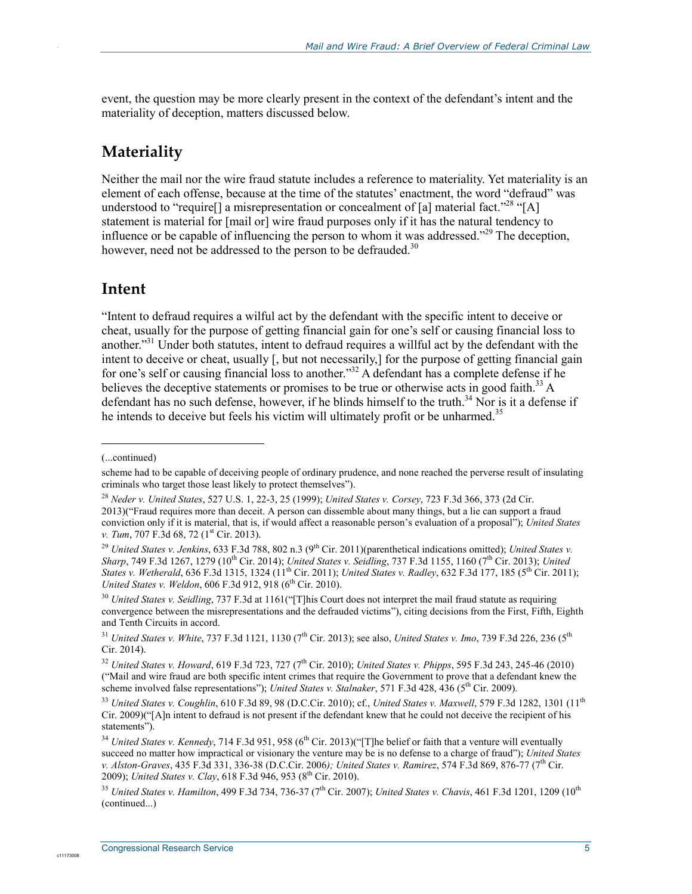event, the question may be more clearly present in the context of the defendant's intent and the materiality of deception, matters discussed below.

## Materiality

Neither the mail nor the wire fraud statute includes a reference to materiality. Yet materiality is an element of each offense, because at the time of the statutes' enactment, the word "defraud" was understood to "require[] a misrepresentation or concealment of [a] material fact."[28] "[A] statement is material for [mail or] wire fraud purposes only if it has the natural tendency to influence or be capable of influencing the person to whom it was addressed."[29] The deception, however, need not be addressed to the person to be defrauded.[30]

## Intent

"Intent to defraud requires a wilful act by the defendant with the specific intent to deceive or cheat, usually for the purpose of getting financial gain for one's self or causing financial loss to another."[31] Under both statutes, intent to defraud requires a willful act by the defendant with the intent to deceive or cheat, usually [, but not necessarily,] for the purpose of getting financial gain for one's self or causing financial loss to another."[32] A defendant has a complete defense if he believes the deceptive statements or promises to be true or otherwise acts in good faith.[33] A defendant has no such defense, however, if he blinds himself to the truth.[34] Nor is it a defense if he intends to deceive but feels his victim will ultimately profit or be unharmed.[35]

---

(...continued)

scheme had to be capable of deceiving people of ordinary prudence, and none reached the perverse result of insulating criminals who target those least likely to protect themselves").

[28] *Neder v. United States*, 527 U.S. 1, 22-3, 25 (1999); *United States v. Corsey*, 723 F.3d 366, 373 (2d Cir. 2013)("Fraud requires more than deceit. A person can dissemble about many things, but a lie can support a fraud conviction only if it is material, that is, if would affect a reasonable person's evaluation of a proposal"); *United States v. Tum*, 707 F.3d 68, 72 (1st Cir. 2013).

[29] *United States v. Jenkins*, 633 F.3d 788, 802 n.3 (9th Cir. 2011)(parenthetical indications omitted); *United States v. Sharp*, 749 F.3d 1267, 1279 (10th Cir. 2014); *United States v. Seidling*, 737 F.3d 1155, 1160 (7th Cir. 2013); *United States v. Wetherald*, 636 F.3d 1315, 1324 (11th Cir. 2011); *United States v. Radley*, 632 F.3d 177, 185 (5th Cir. 2011); *United States v. Weldon*, 606 F.3d 912, 918 (6th Cir. 2010).

[30] *United States v. Seidling*, 737 F.3d at 1161("[T]his Court does not interpret the mail fraud statute as requiring convergence between the misrepresentations and the defrauded victims"), citing decisions from the First, Fifth, Eighth and Tenth Circuits in accord.

[31] *United States v. White*, 737 F.3d 1121, 1130 (7th Cir. 2013); see also, *United States v. Imo*, 739 F.3d 226, 236 (5th Cir. 2014).

[32] *United States v. Howard*, 619 F.3d 723, 727 (7th Cir. 2010); *United States v. Phipps*, 595 F.3d 243, 245-46 (2010) ("Mail and wire fraud are both specific intent crimes that require the Government to prove that a defendant knew the scheme involved false representations"); *United States v. Stalnaker*, 571 F.3d 428, 436 (5th Cir. 2009).

[33] *United States v. Coughlin*, 610 F.3d 89, 98 (D.C.Cir. 2010); cf., *United States v. Maxwell*, 579 F.3d 1282, 1301 (11th Cir. 2009)("[A]n intent to defraud is not present if the defendant knew that he could not deceive the recipient of his statements").

[34] *United States v. Kennedy*, 714 F.3d 951, 958 (6th Cir. 2013)("[T]he belief or faith that a venture will eventually succeed no matter how impractical or visionary the venture may be is no defense to a charge of fraud"); *United States v. Alston-Graves*, 435 F.3d 331, 336-38 (D.C.Cir. 2006); *United States v. Ramirez*, 574 F.3d 869, 876-77 (7th Cir. 2009); *United States v. Clay*, 618 F.3d 946, 953 (8th Cir. 2010).

[35] *United States v. Hamilton*, 499 F.3d 734, 736-37 (7th Cir. 2007); *United States v. Chavis*, 461 F.3d 1201, 1209 (10th (continued...)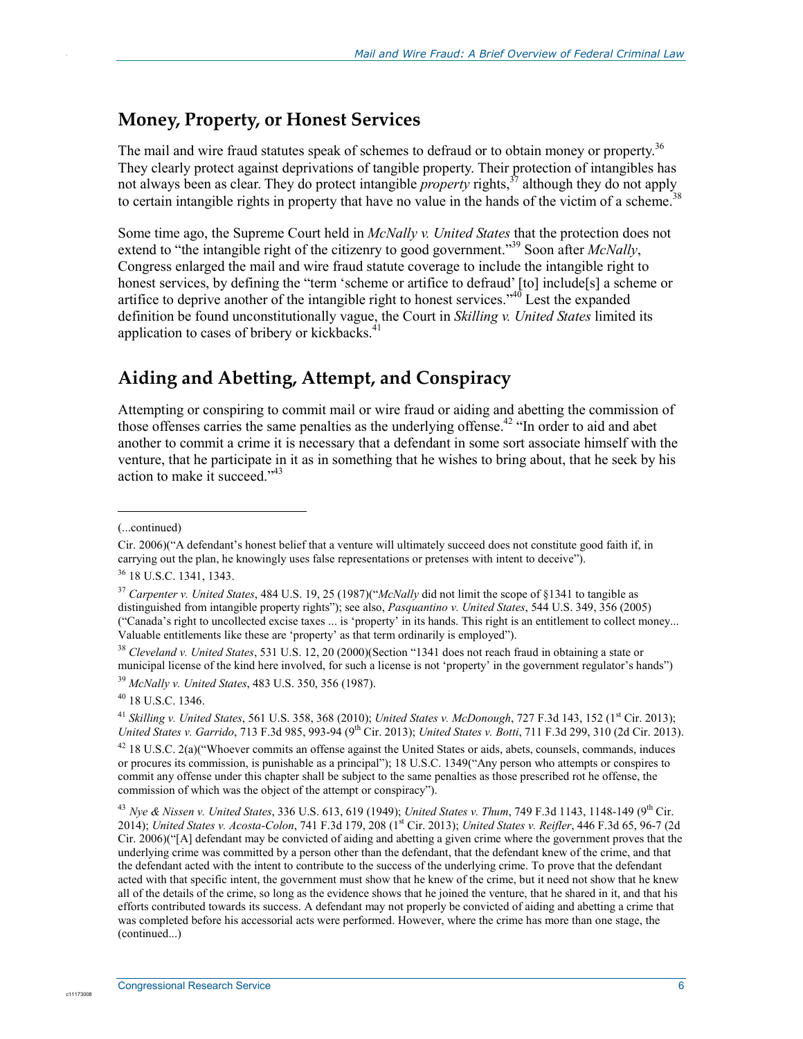## Money, Property, or Honest Services

The mail and wire fraud statutes speak of schemes to defraud or to obtain money or property.[36] They clearly protect against deprivations of tangible property. Their protection of intangibles has not always been as clear. They do protect intangible *property* rights,[37] although they do not apply to certain intangible rights in property that have no value in the hands of the victim of a scheme.[38]

Some time ago, the Supreme Court held in *McNally v. United States* that the protection does not extend to "the intangible right of the citizenry to good government."[39] Soon after *McNally*, Congress enlarged the mail and wire fraud statute coverage to include the intangible right to honest services, by defining the "term 'scheme or artifice to defraud' [to] include[s] a scheme or artifice to deprive another of the intangible right to honest services."[40] Lest the expanded definition be found unconstitutionally vague, the Court in *Skilling v. United States* limited its application to cases of bribery or kickbacks.[41]

## Aiding and Abetting, Attempt, and Conspiracy

Attempting or conspiring to commit mail or wire fraud or aiding and abetting the commission of those offenses carries the same penalties as the underlying offense.[42] "In order to aid and abet another to commit a crime it is necessary that a defendant in some sort associate himself with the venture, that he participate in it as in something that he wishes to bring about, that he seek by his action to make it succeed."[43]

---

(...continued)

Cir. 2006)("A defendant's honest belief that a venture will ultimately succeed does not constitute good faith if, in carrying out the plan, he knowingly uses false representations or pretenses with intent to deceive").

[36] 18 U.S.C. 1341, 1343.

[37] *Carpenter v. United States*, 484 U.S. 19, 25 (1987)("*McNally* did not limit the scope of §1341 to tangible as distinguished from intangible property rights"); see also, *Pasquantino v. United States*, 544 U.S. 349, 356 (2005) ("Canada's right to uncollected excise taxes ... is 'property' in its hands. This right is an entitlement to collect money... Valuable entitlements like these are 'property' as that term ordinarily is employed").

[38] *Cleveland v. United States*, 531 U.S. 12, 20 (2000)(Section "1341 does not reach fraud in obtaining a state or municipal license of the kind here involved, for such a license is not 'property' in the government regulator's hands")

[39] *McNally v. United States*, 483 U.S. 350, 356 (1987).

[40] 18 U.S.C. 1346.

[41] *Skilling v. United States*, 561 U.S. 358, 368 (2010); *United States v. McDonough*, 727 F.3d 143, 152 (1st Cir. 2013); *United States v. Garrido*, 713 F.3d 985, 993-94 (9th Cir. 2013); *United States v. Botti*, 711 F.3d 299, 310 (2d Cir. 2013).

[42] 18 U.S.C. 2(a)("Whoever commits an offense against the United States or aids, abets, counsels, commands, induces or procures its commission, is punishable as a principal"); 18 U.S.C. 1349("Any person who attempts or conspires to commit any offense under this chapter shall be subject to the same penalties as those prescribed rot he offense, the commission of which was the object of the attempt or conspiracy").

[43] *Nye & Nissen v. United States*, 336 U.S. 613, 619 (1949); *United States v. Thum*, 749 F.3d 1143, 1148-149 (9th Cir. 2014); *United States v. Acosta-Colon*, 741 F.3d 179, 208 (1st Cir. 2013); *United States v. Reifler*, 446 F.3d 65, 96-7 (2d Cir. 2006)("[A] defendant may be convicted of aiding and abetting a given crime where the government proves that the underlying crime was committed by a person other than the defendant, that the defendant knew of the crime, and that the defendant acted with the intent to contribute to the success of the underlying crime. To prove that the defendant acted with that specific intent, the government must show that he knew of the crime, but it need not show that he knew all of the details of the crime, so long as the evidence shows that he joined the venture, that he shared in it, and that his efforts contributed towards its success. A defendant may not properly be convicted of aiding and abetting a crime that was completed before his accessorial acts were performed. However, where the crime has more than one stage, the (continued...)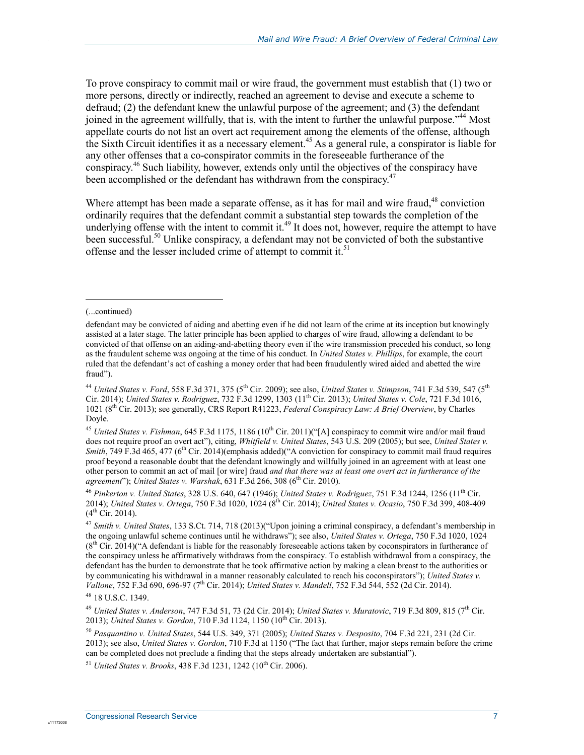To prove conspiracy to commit mail or wire fraud, the government must establish that (1) two or more persons, directly or indirectly, reached an agreement to devise and execute a scheme to defraud; (2) the defendant knew the unlawful purpose of the agreement; and (3) the defendant joined in the agreement willfully, that is, with the intent to further the unlawful purpose."[44] Most appellate courts do not list an overt act requirement among the elements of the offense, although the Sixth Circuit identifies it as a necessary element.[45] As a general rule, a conspirator is liable for any other offenses that a co-conspirator commits in the foreseeable furtherance of the conspiracy.[46] Such liability, however, extends only until the objectives of the conspiracy have been accomplished or the defendant has withdrawn from the conspiracy.[47]

Where attempt has been made a separate offense, as it has for mail and wire fraud,[48] conviction ordinarily requires that the defendant commit a substantial step towards the completion of the underlying offense with the intent to commit it.[49] It does not, however, require the attempt to have been successful.[50] Unlike conspiracy, a defendant may not be convicted of both the substantive offense and the lesser included crime of attempt to commit it.[51]

---

(...continued)

defendant may be convicted of aiding and abetting even if he did not learn of the crime at its inception but knowingly assisted at a later stage. The latter principle has been applied to charges of wire fraud, allowing a defendant to be convicted of that offense on an aiding-and-abetting theory even if the wire transmission preceded his conduct, so long as the fraudulent scheme was ongoing at the time of his conduct. In *United States v. Phillips*, for example, the court ruled that the defendant's act of cashing a money order that had been fraudulently wired aided and abetted the wire fraud").

[44] *United States v. Ford*, 558 F.3d 371, 375 (5th Cir. 2009); see also, *United States v. Stimpson*, 741 F.3d 539, 547 (5th Cir. 2014); *United States v. Rodriguez*, 732 F.3d 1299, 1303 (11th Cir. 2013); *United States v. Cole*, 721 F.3d 1016, 1021 (8th Cir. 2013); see generally, CRS Report R41223, *Federal Conspiracy Law: A Brief Overview*, by Charles Doyle.

[45] *United States v. Fishman*, 645 F.3d 1175, 1186 (10th Cir. 2011)("[A] conspiracy to commit wire and/or mail fraud does not require proof an overt act"), citing, *Whitfield v. United States*, 543 U.S. 209 (2005); but see, *United States v. Smith*, 749 F.3d 465, 477 (6th Cir. 2014)(emphasis added)("A conviction for conspiracy to commit mail fraud requires proof beyond a reasonable doubt that the defendant knowingly and willfully joined in an agreement with at least one other person to commit an act of mail [or wire] fraud *and that there was at least one overt act in furtherance of the agreement*"); *United States v. Warshak*, 631 F.3d 266, 308 (6th Cir. 2010).

[46] *Pinkerton v. United States*, 328 U.S. 640, 647 (1946); *United States v. Rodriguez*, 751 F.3d 1244, 1256 (11th Cir. 2014); *United States v. Ortega*, 750 F.3d 1020, 1024 (8th Cir. 2014); *United States v. Ocasio*, 750 F.3d 399, 408-409 (4th Cir. 2014).

[47] *Smith v. United States*, 133 S.Ct. 714, 718 (2013)("Upon joining a criminal conspiracy, a defendant's membership in the ongoing unlawful scheme continues until he withdraws"); see also, *United States v. Ortega*, 750 F.3d 1020, 1024 (8th Cir. 2014)("A defendant is liable for the reasonably foreseeable actions taken by coconspirators in furtherance of the conspiracy unless he affirmatively withdraws from the conspiracy. To establish withdrawal from a conspiracy, the defendant has the burden to demonstrate that he took affirmative action by making a clean breast to the authorities or by communicating his withdrawal in a manner reasonably calculated to reach his coconspirators"); *United States v. Vallone*, 752 F.3d 690, 696-97 (7th Cir. 2014); *United States v. Mandell*, 752 F.3d 544, 552 (2d Cir. 2014).

[48] 18 U.S.C. 1349.

[49] *United States v. Anderson*, 747 F.3d 51, 73 (2d Cir. 2014); *United States v. Muratovic*, 719 F.3d 809, 815 (7th Cir. 2013); *United States v. Gordon*, 710 F.3d 1124, 1150 (10th Cir. 2013).

[50] *Pasquantino v. United States*, 544 U.S. 349, 371 (2005); *United States v. Desposito*, 704 F.3d 221, 231 (2d Cir. 2013); see also, *United States v. Gordon*, 710 F.3d at 1150 ("The fact that further, major steps remain before the crime can be completed does not preclude a finding that the steps already undertaken are substantial").

[51] *United States v. Brooks*, 438 F.3d 1231, 1242 (10th Cir. 2006).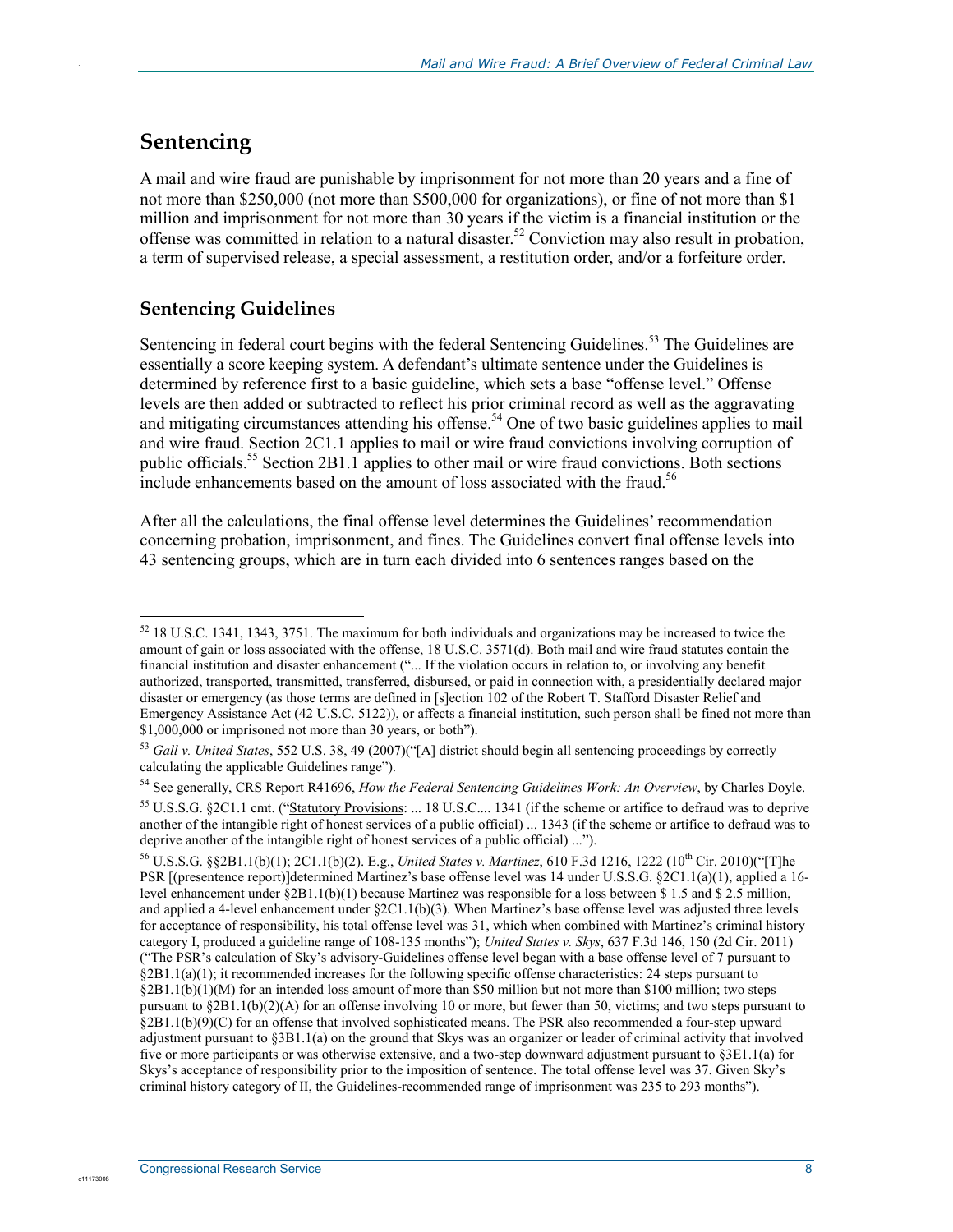## Sentencing

A mail and wire fraud are punishable by imprisonment for not more than 20 years and a fine of not more than $250,000 (not more than $500,000 for organizations), or fine of not more than $1 million and imprisonment for not more than 30 years if the victim is a financial institution or the offense was committed in relation to a natural disaster.[52] Conviction may also result in probation, a term of supervised release, a special assessment, a restitution order, and/or a forfeiture order.

### Sentencing Guidelines

Sentencing in federal court begins with the federal Sentencing Guidelines.[53] The Guidelines are essentially a score keeping system. A defendant's ultimate sentence under the Guidelines is determined by reference first to a basic guideline, which sets a base "offense level." Offense levels are then added or subtracted to reflect his prior criminal record as well as the aggravating and mitigating circumstances attending his offense.[54] One of two basic guidelines applies to mail and wire fraud. Section 2C1.1 applies to mail or wire fraud convictions involving corruption of public officials.[55] Section 2B1.1 applies to other mail or wire fraud convictions. Both sections include enhancements based on the amount of loss associated with the fraud.[56]

After all the calculations, the final offense level determines the Guidelines' recommendation concerning probation, imprisonment, and fines. The Guidelines convert final offense levels into 43 sentencing groups, which are in turn each divided into 6 sentences ranges based on the

---

[52] 18 U.S.C. 1341, 1343, 3751. The maximum for both individuals and organizations may be increased to twice the amount of gain or loss associated with the offense, 18 U.S.C. 3571(d). Both mail and wire fraud statutes contain the financial institution and disaster enhancement ("... If the violation occurs in relation to, or involving any benefit authorized, transported, transmitted, transferred, disbursed, or paid in connection with, a presidentially declared major disaster or emergency (as those terms are defined in [s]ection 102 of the Robert T. Stafford Disaster Relief and Emergency Assistance Act (42 U.S.C. 5122)), or affects a financial institution, such person shall be fined not more than $1,000,000 or imprisoned not more than 30 years, or both").

[53] *Gall v. United States*, 552 U.S. 38, 49 (2007)("[A] district should begin all sentencing proceedings by correctly calculating the applicable Guidelines range").

[54] See generally, CRS Report R41696, *How the Federal Sentencing Guidelines Work: An Overview*, by Charles Doyle.

[55] U.S.S.G. §2C1.1 cmt. ("Statutory Provisions: ... 18 U.S.C.... 1341 (if the scheme or artifice to defraud was to deprive another of the intangible right of honest services of a public official) ... 1343 (if the scheme or artifice to defraud was to deprive another of the intangible right of honest services of a public official) ...").

[56] U.S.S.G. §§2B1.1(b)(1); 2C1.1(b)(2). E.g., *United States v. Martinez*, 610 F.3d 1216, 1222 (10th Cir. 2010)("[T]he PSR [(presentence report)]determined Martinez's base offense level was 14 under U.S.S.G. §2C1.1(a)(1), applied a 16-level enhancement under §2B1.1(b)(1) because Martinez was responsible for a loss between $ 1.5 and $ 2.5 million, and applied a 4-level enhancement under §2C1.1(b)(3). When Martinez's base offense level was adjusted three levels for acceptance of responsibility, his total offense level was 31, which when combined with Martinez's criminal history category I, produced a guideline range of 108-135 months"); *United States v. Skys*, 637 F.3d 146, 150 (2d Cir. 2011) ("The PSR's calculation of Sky's advisory-Guidelines offense level began with a base offense level of 7 pursuant to §2B1.1(a)(1); it recommended increases for the following specific offense characteristics: 24 steps pursuant to §2B1.1(b)(1)(M) for an intended loss amount of more than $50 million but not more than $100 million; two steps pursuant to §2B1.1(b)(2)(A) for an offense involving 10 or more, but fewer than 50, victims; and two steps pursuant to §2B1.1(b)(9)(C) for an offense that involved sophisticated means. The PSR also recommended a four-step upward adjustment pursuant to §3B1.1(a) on the ground that Skys was an organizer or leader of criminal activity that involved five or more participants or was otherwise extensive, and a two-step downward adjustment pursuant to §3E1.1(a) for Skys's acceptance of responsibility prior to the imposition of sentence. The total offense level was 37. Given Sky's criminal history category of II, the Guidelines-recommended range of imprisonment was 235 to 293 months").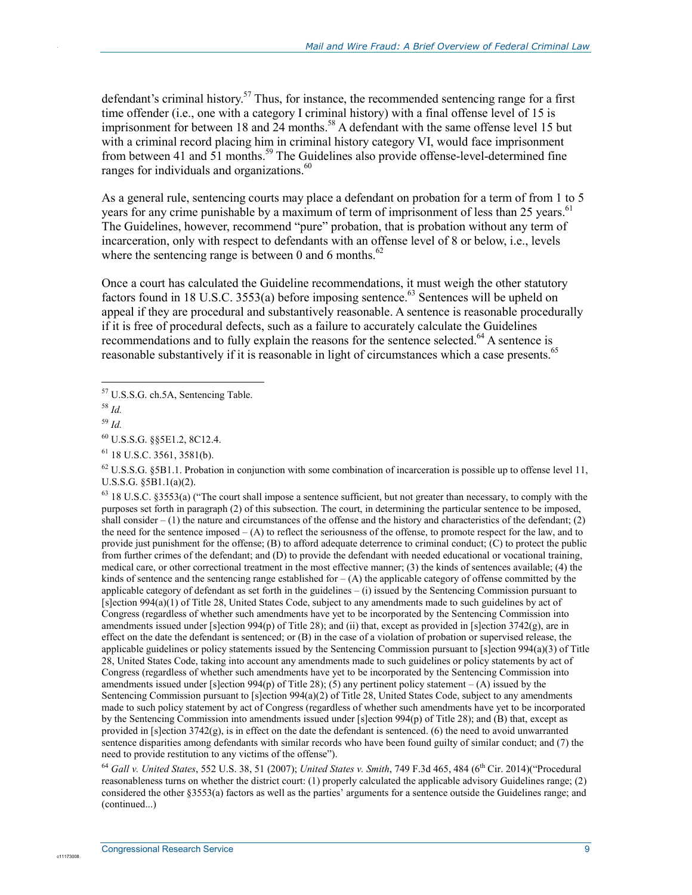defendant's criminal history.[57] Thus, for instance, the recommended sentencing range for a first time offender (i.e., one with a category I criminal history) with a final offense level of 15 is imprisonment for between 18 and 24 months.[58] A defendant with the same offense level 15 but with a criminal record placing him in criminal history category VI, would face imprisonment from between 41 and 51 months.[59] The Guidelines also provide offense-level-determined fine ranges for individuals and organizations.[60]

As a general rule, sentencing courts may place a defendant on probation for a term of from 1 to 5 years for any crime punishable by a maximum of term of imprisonment of less than 25 years.[61] The Guidelines, however, recommend "pure" probation, that is probation without any term of incarceration, only with respect to defendants with an offense level of 8 or below, i.e., levels where the sentencing range is between 0 and 6 months.[62]

Once a court has calculated the Guideline recommendations, it must weigh the other statutory factors found in 18 U.S.C. 3553(a) before imposing sentence.[63] Sentences will be upheld on appeal if they are procedural and substantively reasonable. A sentence is reasonable procedurally if it is free of procedural defects, such as a failure to accurately calculate the Guidelines recommendations and to fully explain the reasons for the sentence selected.[64] A sentence is reasonable substantively if it is reasonable in light of circumstances which a case presents.[65]

---

[57] U.S.S.G. ch.5A, Sentencing Table.

[58] *Id.*

[59] *Id.*

[60] U.S.S.G. §§5E1.2, 8C12.4.

[61] 18 U.S.C. 3561, 3581(b).

[62] U.S.S.G. §5B1.1. Probation in conjunction with some combination of incarceration is possible up to offense level 11, U.S.S.G. §5B1.1(a)(2).

[63] 18 U.S.C. §3553(a) ("The court shall impose a sentence sufficient, but not greater than necessary, to comply with the purposes set forth in paragraph (2) of this subsection. The court, in determining the particular sentence to be imposed, shall consider – (1) the nature and circumstances of the offense and the history and characteristics of the defendant; (2) the need for the sentence imposed – (A) to reflect the seriousness of the offense, to promote respect for the law, and to provide just punishment for the offense; (B) to afford adequate deterrence to criminal conduct; (C) to protect the public from further crimes of the defendant; and (D) to provide the defendant with needed educational or vocational training, medical care, or other correctional treatment in the most effective manner; (3) the kinds of sentences available; (4) the kinds of sentence and the sentencing range established for – (A) the applicable category of offense committed by the applicable category of defendant as set forth in the guidelines – (i) issued by the Sentencing Commission pursuant to [s]ection 994(a)(1) of Title 28, United States Code, subject to any amendments made to such guidelines by act of Congress (regardless of whether such amendments have yet to be incorporated by the Sentencing Commission into amendments issued under [s]ection 994(p) of Title 28); and (ii) that, except as provided in [s]ection 3742(g), are in effect on the date the defendant is sentenced; or (B) in the case of a violation of probation or supervised release, the applicable guidelines or policy statements issued by the Sentencing Commission pursuant to [s]ection 994(a)(3) of Title 28, United States Code, taking into account any amendments made to such guidelines or policy statements by act of Congress (regardless of whether such amendments have yet to be incorporated by the Sentencing Commission into amendments issued under [s]ection 994(p) of Title 28); (5) any pertinent policy statement – (A) issued by the Sentencing Commission pursuant to [s]ection 994(a)(2) of Title 28, United States Code, subject to any amendments made to such policy statement by act of Congress (regardless of whether such amendments have yet to be incorporated by the Sentencing Commission into amendments issued under [s]ection 994(p) of Title 28); and (B) that, except as provided in [s]ection 3742(g), is in effect on the date the defendant is sentenced. (6) the need to avoid unwarranted sentence disparities among defendants with similar records who have been found guilty of similar conduct; and (7) the need to provide restitution to any victims of the offense").

[64] *Gall v. United States*, 552 U.S. 38, 51 (2007); *United States v. Smith*, 749 F.3d 465, 484 (6th Cir. 2014)("Procedural reasonableness turns on whether the district court: (1) properly calculated the applicable advisory Guidelines range; (2) considered the other §3553(a) factors as well as the parties' arguments for a sentence outside the Guidelines range; and (continued...)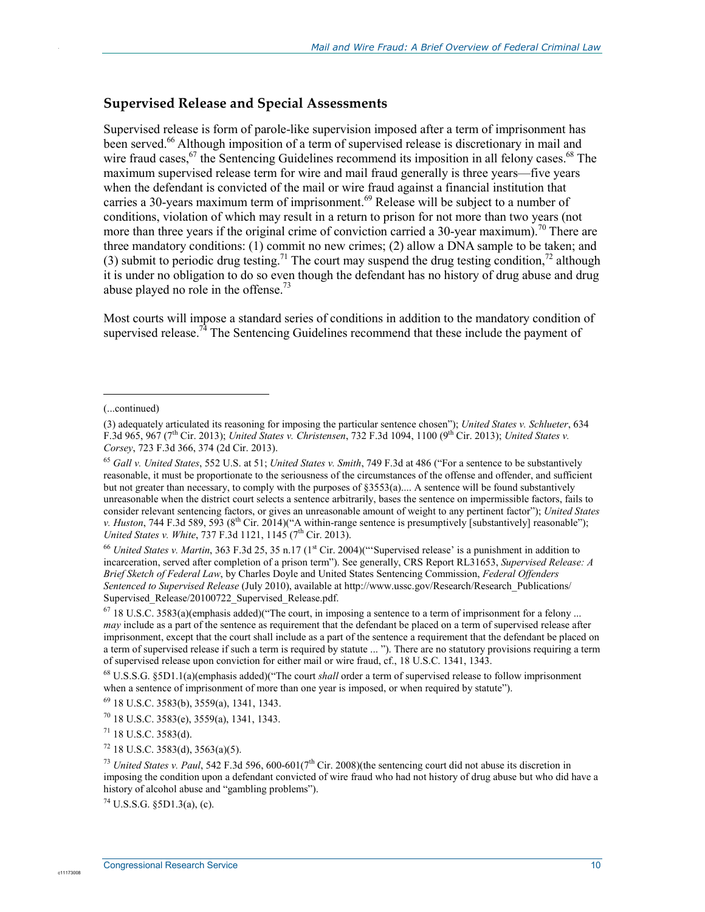## Supervised Release and Special Assessments

Supervised release is form of parole-like supervision imposed after a term of imprisonment has been served.[66] Although imposition of a term of supervised release is discretionary in mail and wire fraud cases,[67] the Sentencing Guidelines recommend its imposition in all felony cases.[68] The maximum supervised release term for wire and mail fraud generally is three years—five years when the defendant is convicted of the mail or wire fraud against a financial institution that carries a 30-years maximum term of imprisonment.[69] Release will be subject to a number of conditions, violation of which may result in a return to prison for not more than two years (not more than three years if the original crime of conviction carried a 30-year maximum).[70] There are three mandatory conditions: (1) commit no new crimes; (2) allow a DNA sample to be taken; and (3) submit to periodic drug testing.[71] The court may suspend the drug testing condition,[72] although it is under no obligation to do so even though the defendant has no history of drug abuse and drug abuse played no role in the offense.[73]

Most courts will impose a standard series of conditions in addition to the mandatory condition of supervised release.[74] The Sentencing Guidelines recommend that these include the payment of

---

(...continued)

(3) adequately articulated its reasoning for imposing the particular sentence chosen"); *United States v. Schlueter*, 634 F.3d 965, 967 (7th Cir. 2013); *United States v. Christensen*, 732 F.3d 1094, 1100 (9th Cir. 2013); *United States v. Corsey*, 723 F.3d 366, 374 (2d Cir. 2013).

[65] *Gall v. United States*, 552 U.S. at 51; *United States v. Smith*, 749 F.3d at 486 ("For a sentence to be substantively reasonable, it must be proportionate to the seriousness of the circumstances of the offense and offender, and sufficient but not greater than necessary, to comply with the purposes of §3553(a).... A sentence will be found substantively unreasonable when the district court selects a sentence arbitrarily, bases the sentence on impermissible factors, fails to consider relevant sentencing factors, or gives an unreasonable amount of weight to any pertinent factor"); *United States v. Huston*, 744 F.3d 589, 593 (8th Cir. 2014)("A within-range sentence is presumptively [substantively] reasonable"); *United States v. White*, 737 F.3d 1121, 1145 (7th Cir. 2013).

[66] *United States v. Martin*, 363 F.3d 25, 35 n.17 (1st Cir. 2004)("'Supervised release' is a punishment in addition to incarceration, served after completion of a prison term"). See generally, CRS Report RL31653, *Supervised Release: A Brief Sketch of Federal Law*, by Charles Doyle and United States Sentencing Commission, *Federal Offenders Sentenced to Supervised Release* (July 2010), available at http://www.ussc.gov/Research/Research_Publications/Supervised_Release/20100722_Supervised_Release.pdf.

[67] 18 U.S.C. 3583(a)(emphasis added)("The court, in imposing a sentence to a term of imprisonment for a felony ... *may* include as a part of the sentence as requirement that the defendant be placed on a term of supervised release after imprisonment, except that the court shall include as a part of the sentence a requirement that the defendant be placed on a term of supervised release if such a term is required by statute ... "). There are no statutory provisions requiring a term of supervised release upon conviction for either mail or wire fraud, cf., 18 U.S.C. 1341, 1343.

[68] U.S.S.G. §5D1.1(a)(emphasis added)("The court *shall* order a term of supervised release to follow imprisonment when a sentence of imprisonment of more than one year is imposed, or when required by statute").

[69] 18 U.S.C. 3583(b), 3559(a), 1341, 1343.

[70] 18 U.S.C. 3583(e), 3559(a), 1341, 1343.

[71] 18 U.S.C. 3583(d).

[72] 18 U.S.C. 3583(d), 3563(a)(5).

[73] *United States v. Paul*, 542 F.3d 596, 600-601(7th Cir. 2008)(the sentencing court did not abuse its discretion in imposing the condition upon a defendant convicted of wire fraud who had not history of drug abuse but who did have a history of alcohol abuse and "gambling problems").

[74] U.S.S.G. §5D1.3(a), (c).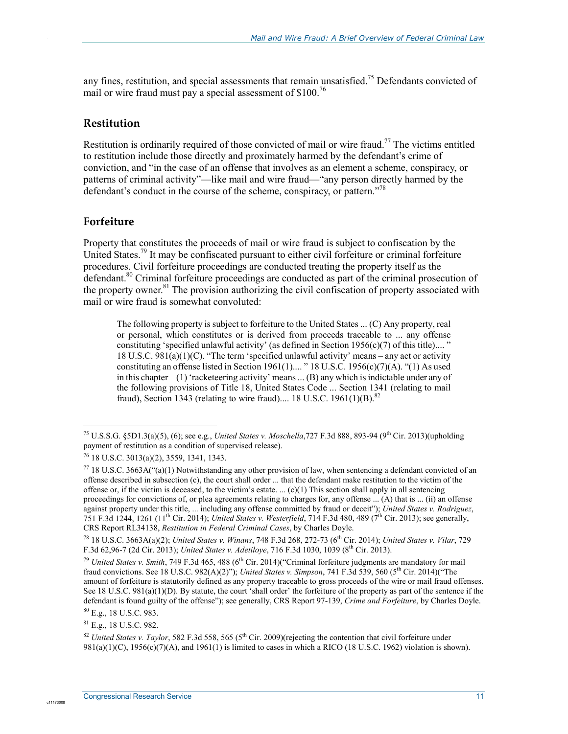any fines, restitution, and special assessments that remain unsatisfied.[75] Defendants convicted of mail or wire fraud must pay a special assessment of $100.[76]

## Restitution

Restitution is ordinarily required of those convicted of mail or wire fraud.[77] The victims entitled to restitution include those directly and proximately harmed by the defendant's crime of conviction, and "in the case of an offense that involves as an element a scheme, conspiracy, or patterns of criminal activity"—like mail and wire fraud—"any person directly harmed by the defendant's conduct in the course of the scheme, conspiracy, or pattern."[78]

## Forfeiture

Property that constitutes the proceeds of mail or wire fraud is subject to confiscation by the United States.[79] It may be confiscated pursuant to either civil forfeiture or criminal forfeiture procedures. Civil forfeiture proceedings are conducted treating the property itself as the defendant.[80] Criminal forfeiture proceedings are conducted as part of the criminal prosecution of the property owner.[81] The provision authorizing the civil confiscation of property associated with mail or wire fraud is somewhat convoluted:

> The following property is subject to forfeiture to the United States ... (C) Any property, real or personal, which constitutes or is derived from proceeds traceable to ... any offense constituting 'specified unlawful activity' (as defined in Section 1956(c)(7) of this title).... " 18 U.S.C. 981(a)(1)(C). "The term 'specified unlawful activity' means – any act or activity constituting an offense listed in Section 1961(1).... " 18 U.S.C. 1956(c)(7)(A). "(1) As used in this chapter – (1) 'racketeering activity' means ... (B) any which is indictable under any of the following provisions of Title 18, United States Code ... Section 1341 (relating to mail fraud), Section 1343 (relating to wire fraud).... 18 U.S.C. 1961(1)(B).[82]

---

[75] U.S.S.G. §5D1.3(a)(5), (6); see e.g., *United States v. Moschella*,727 F.3d 888, 893-94 (9th Cir. 2013)(upholding payment of restitution as a condition of supervised release).

[76] 18 U.S.C. 3013(a)(2), 3559, 1341, 1343.

[77] 18 U.S.C. 3663A("(a)(1) Notwithstanding any other provision of law, when sentencing a defendant convicted of an offense described in subsection (c), the court shall order ... that the defendant make restitution to the victim of the offense or, if the victim is deceased, to the victim's estate. ... (c)(1) This section shall apply in all sentencing proceedings for convictions of, or plea agreements relating to charges for, any offense ... (A) that is ... (ii) an offense against property under this title, ... including any offense committed by fraud or deceit"); *United States v. Rodriguez*, 751 F.3d 1244, 1261 (11th Cir. 2014); *United States v. Westerfield*, 714 F.3d 480, 489 (7th Cir. 2013); see generally, CRS Report RL34138, *Restitution in Federal Criminal Cases*, by Charles Doyle.

[78] 18 U.S.C. 3663A(a)(2); *United States v. Winans*, 748 F.3d 268, 272-73 (6th Cir. 2014); *United States v. Vilar*, 729 F.3d 62,96-7 (2d Cir. 2013); *United States v. Adetiloye*, 716 F.3d 1030, 1039 (8th Cir. 2013).

[79] *United States v. Smith*, 749 F.3d 465, 488 (6th Cir. 2014)("Criminal forfeiture judgments are mandatory for mail fraud convictions. See 18 U.S.C. 982(A)(2)"); *United States v. Simpson*, 741 F.3d 539, 560 (5th Cir. 2014)("The amount of forfeiture is statutorily defined as any property traceable to gross proceeds of the wire or mail fraud offenses. See 18 U.S.C. 981(a)(1)(D). By statute, the court 'shall order' the forfeiture of the property as part of the sentence if the defendant is found guilty of the offense"); see generally, CRS Report 97-139, *Crime and Forfeiture*, by Charles Doyle.

[80] E.g., 18 U.S.C. 983.

[81] E.g., 18 U.S.C. 982.

[82] *United States v. Taylor*, 582 F.3d 558, 565 (5th Cir. 2009)(rejecting the contention that civil forfeiture under 981(a)(1)(C), 1956(c)(7)(A), and 1961(1) is limited to cases in which a RICO (18 U.S.C. 1962) violation is shown).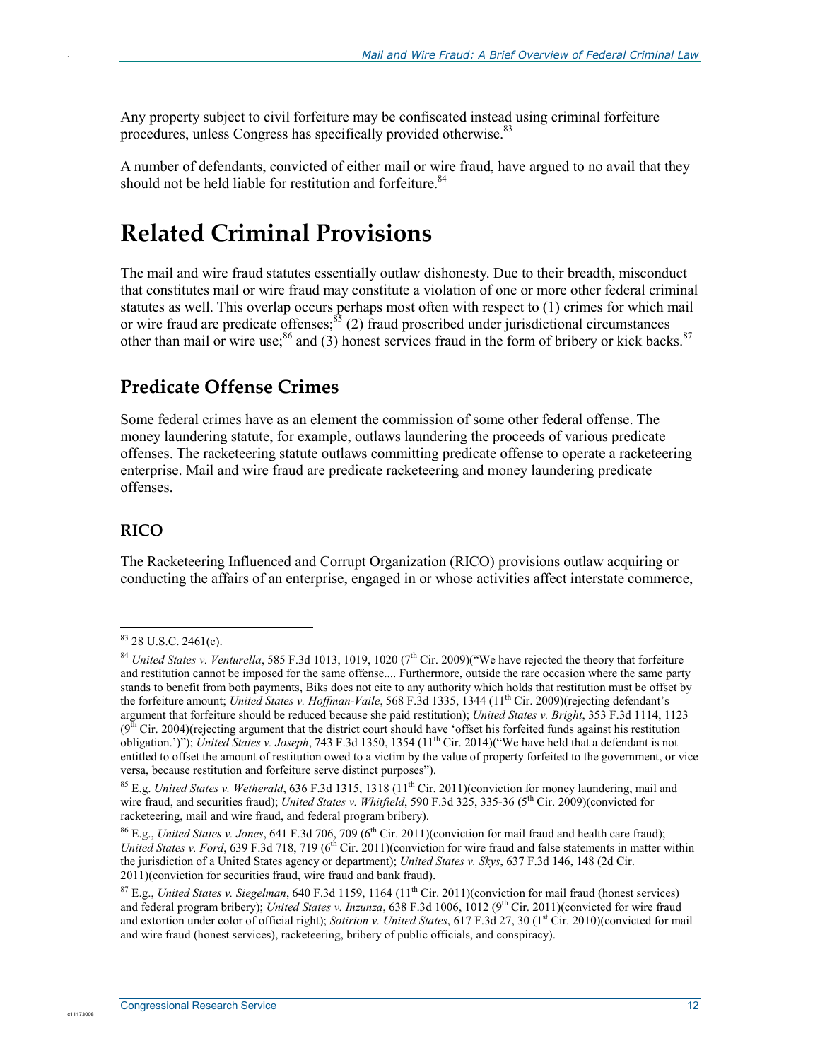Any property subject to civil forfeiture may be confiscated instead using criminal forfeiture procedures, unless Congress has specifically provided otherwise.[83]

A number of defendants, convicted of either mail or wire fraud, have argued to no avail that they should not be held liable for restitution and forfeiture.[84]

# Related Criminal Provisions

The mail and wire fraud statutes essentially outlaw dishonesty. Due to their breadth, misconduct that constitutes mail or wire fraud may constitute a violation of one or more other federal criminal statutes as well. This overlap occurs perhaps most often with respect to (1) crimes for which mail or wire fraud are predicate offenses;[85] (2) fraud proscribed under jurisdictional circumstances other than mail or wire use;[86] and (3) honest services fraud in the form of bribery or kick backs.[87]

## Predicate Offense Crimes

Some federal crimes have as an element the commission of some other federal offense. The money laundering statute, for example, outlaws laundering the proceeds of various predicate offenses. The racketeering statute outlaws committing predicate offense to operate a racketeering enterprise. Mail and wire fraud are predicate racketeering and money laundering predicate offenses.

### RICO

The Racketeering Influenced and Corrupt Organization (RICO) provisions outlaw acquiring or conducting the affairs of an enterprise, engaged in or whose activities affect interstate commerce,

---

[83] 28 U.S.C. 2461(c).

[84] *United States v. Venturella*, 585 F.3d 1013, 1019, 1020 (7th Cir. 2009)("We have rejected the theory that forfeiture and restitution cannot be imposed for the same offense.... Furthermore, outside the rare occasion where the same party stands to benefit from both payments, Biks does not cite to any authority which holds that restitution must be offset by the forfeiture amount; *United States v. Hoffman-Vaile*, 568 F.3d 1335, 1344 (11th Cir. 2009)(rejecting defendant's argument that forfeiture should be reduced because she paid restitution); *United States v. Bright*, 353 F.3d 1114, 1123 (9th Cir. 2004)(rejecting argument that the district court should have 'offset his forfeited funds against his restitution obligation.')"); *United States v. Joseph*, 743 F.3d 1350, 1354 (11th Cir. 2014)("We have held that a defendant is not entitled to offset the amount of restitution owed to a victim by the value of property forfeited to the government, or vice versa, because restitution and forfeiture serve distinct purposes").

[85] E.g. *United States v. Wetherald*, 636 F.3d 1315, 1318 (11th Cir. 2011)(conviction for money laundering, mail and wire fraud, and securities fraud); *United States v. Whitfield*, 590 F.3d 325, 335-36 (5th Cir. 2009)(convicted for racketeering, mail and wire fraud, and federal program bribery).

[86] E.g., *United States v. Jones*, 641 F.3d 706, 709 (6th Cir. 2011)(conviction for mail fraud and health care fraud); *United States v. Ford*, 639 F.3d 718, 719 (6th Cir. 2011)(conviction for wire fraud and false statements in matter within the jurisdiction of a United States agency or department); *United States v. Skys*, 637 F.3d 146, 148 (2d Cir. 2011)(conviction for securities fraud, wire fraud and bank fraud).

[87] E.g., *United States v. Siegelman*, 640 F.3d 1159, 1164 (11th Cir. 2011)(conviction for mail fraud (honest services) and federal program bribery); *United States v. Inzunza*, 638 F.3d 1006, 1012 (9th Cir. 2011)(convicted for wire fraud and extortion under color of official right); *Sotirion v. United States*, 617 F.3d 27, 30 (1st Cir. 2010)(convicted for mail and wire fraud (honest services), racketeering, bribery of public officials, and conspiracy).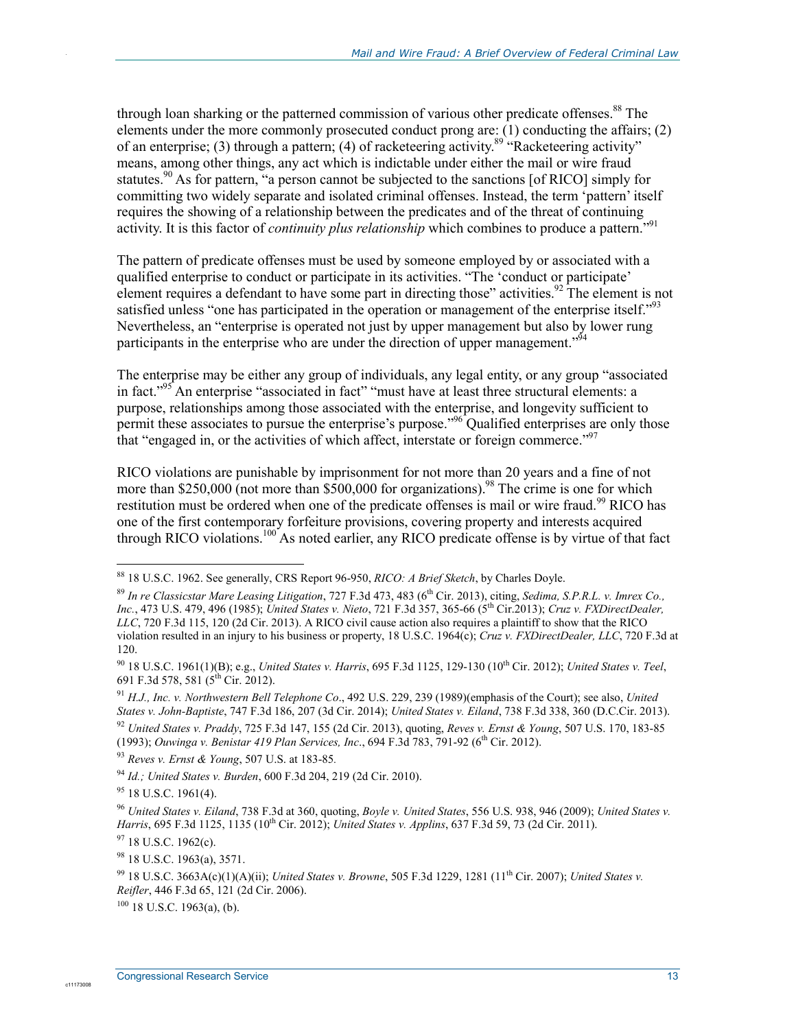through loan sharking or the patterned commission of various other predicate offenses.[88] The elements under the more commonly prosecuted conduct prong are: (1) conducting the affairs; (2) of an enterprise; (3) through a pattern; (4) of racketeering activity.[89] "Racketeering activity" means, among other things, any act which is indictable under either the mail or wire fraud statutes.[90] As for pattern, "a person cannot be subjected to the sanctions [of RICO] simply for committing two widely separate and isolated criminal offenses. Instead, the term 'pattern' itself requires the showing of a relationship between the predicates and of the threat of continuing activity. It is this factor of *continuity plus relationship* which combines to produce a pattern."[91]

The pattern of predicate offenses must be used by someone employed by or associated with a qualified enterprise to conduct or participate in its activities. "The 'conduct or participate' element requires a defendant to have some part in directing those" activities.[92] The element is not satisfied unless "one has participated in the operation or management of the enterprise itself."[93] Nevertheless, an "enterprise is operated not just by upper management but also by lower rung participants in the enterprise who are under the direction of upper management."[94]

The enterprise may be either any group of individuals, any legal entity, or any group "associated in fact."[95] An enterprise "associated in fact" "must have at least three structural elements: a purpose, relationships among those associated with the enterprise, and longevity sufficient to permit these associates to pursue the enterprise's purpose."[96] Qualified enterprises are only those that "engaged in, or the activities of which affect, interstate or foreign commerce."[97]

RICO violations are punishable by imprisonment for not more than 20 years and a fine of not more than $250,000 (not more than $500,000 for organizations).[98] The crime is one for which restitution must be ordered when one of the predicate offenses is mail or wire fraud.[99] RICO has one of the first contemporary forfeiture provisions, covering property and interests acquired through RICO violations.[100] As noted earlier, any RICO predicate offense is by virtue of that fact

---

[88] 18 U.S.C. 1962. See generally, CRS Report 96-950, *RICO: A Brief Sketch*, by Charles Doyle.

[89] *In re Classicstar Mare Leasing Litigation*, 727 F.3d 473, 483 (6th Cir. 2013), citing, *Sedima, S.P.R.L. v. Imrex Co., Inc.*, 473 U.S. 479, 496 (1985); *United States v. Nieto*, 721 F.3d 357, 365-66 (5th Cir.2013); *Cruz v. FXDirectDealer, LLC*, 720 F.3d 115, 120 (2d Cir. 2013). A RICO civil cause action also requires a plaintiff to show that the RICO violation resulted in an injury to his business or property, 18 U.S.C. 1964(c); *Cruz v. FXDirectDealer, LLC*, 720 F.3d at 120.

[90] 18 U.S.C. 1961(1)(B); e.g., *United States v. Harris*, 695 F.3d 1125, 129-130 (10th Cir. 2012); *United States v. Teel*, 691 F.3d 578, 581 (5th Cir. 2012).

[91] *H.J., Inc. v. Northwestern Bell Telephone Co*., 492 U.S. 229, 239 (1989)(emphasis of the Court); see also, *United States v. John-Baptiste*, 747 F.3d 186, 207 (3d Cir. 2014); *United States v. Eiland*, 738 F.3d 338, 360 (D.C.Cir. 2013).

[92] *United States v. Praddy*, 725 F.3d 147, 155 (2d Cir. 2013), quoting, *Reves v. Ernst & Young*, 507 U.S. 170, 183-85 (1993); *Ouwinga v. Benistar 419 Plan Services, Inc*., 694 F.3d 783, 791-92 (6th Cir. 2012).

[93] *Reves v. Ernst & Young*, 507 U.S. at 183-85.

[94] *Id.; United States v. Burden*, 600 F.3d 204, 219 (2d Cir. 2010).

[95] 18 U.S.C. 1961(4).

[96] *United States v. Eiland*, 738 F.3d at 360, quoting, *Boyle v. United States*, 556 U.S. 938, 946 (2009); *United States v. Harris*, 695 F.3d 1125, 1135 (10th Cir. 2012); *United States v. Applins*, 637 F.3d 59, 73 (2d Cir. 2011).

[97] 18 U.S.C. 1962(c).

[98] 18 U.S.C. 1963(a), 3571.

[99] 18 U.S.C. 3663A(c)(1)(A)(ii); *United States v. Browne*, 505 F.3d 1229, 1281 (11th Cir. 2007); *United States v. Reifler*, 446 F.3d 65, 121 (2d Cir. 2006).

[100] 18 U.S.C. 1963(a), (b).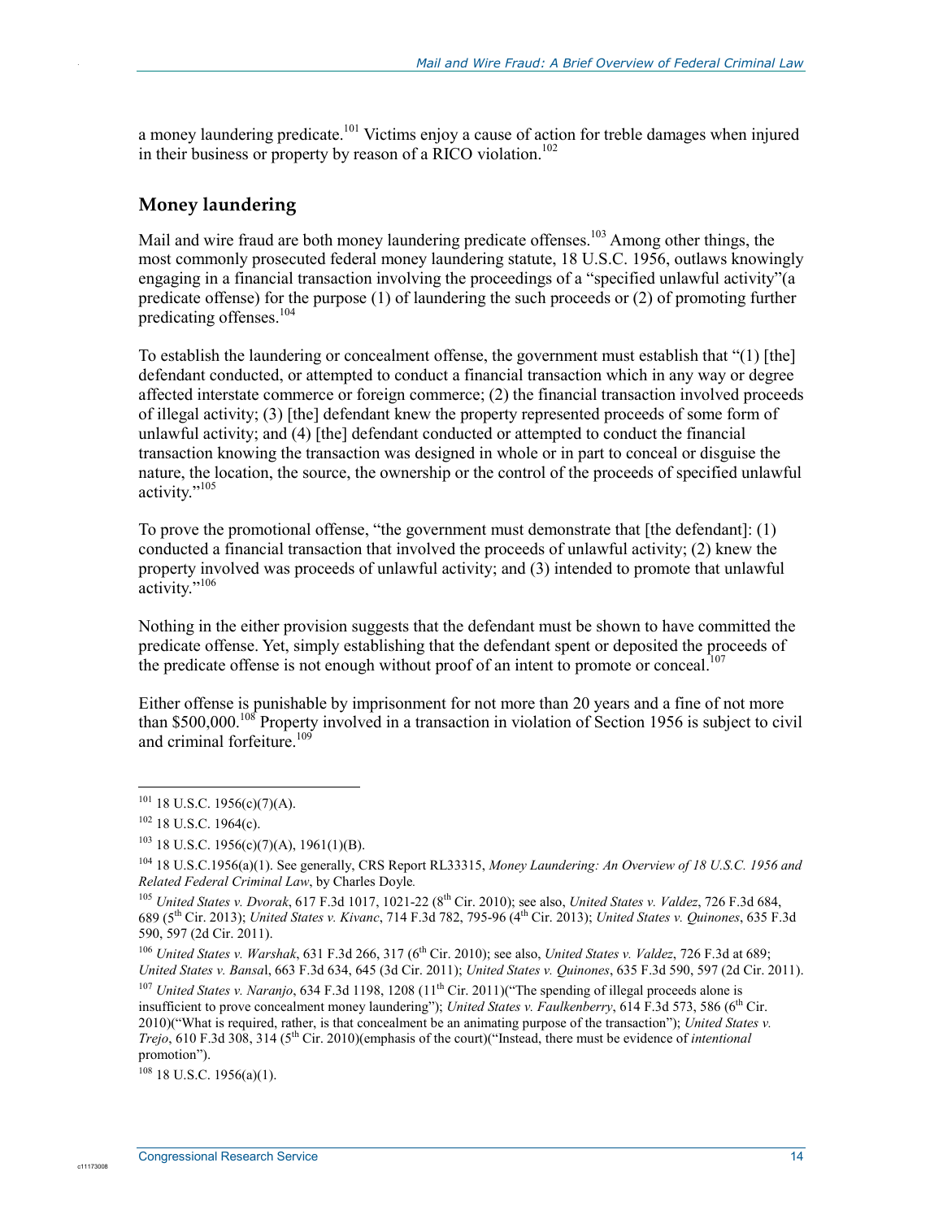a money laundering predicate.[101] Victims enjoy a cause of action for treble damages when injured in their business or property by reason of a RICO violation.[102]

## Money laundering

Mail and wire fraud are both money laundering predicate offenses.[103] Among other things, the most commonly prosecuted federal money laundering statute, 18 U.S.C. 1956, outlaws knowingly engaging in a financial transaction involving the proceedings of a "specified unlawful activity"(a predicate offense) for the purpose (1) of laundering the such proceeds or (2) of promoting further predicating offenses.[104]

To establish the laundering or concealment offense, the government must establish that "(1) [the] defendant conducted, or attempted to conduct a financial transaction which in any way or degree affected interstate commerce or foreign commerce; (2) the financial transaction involved proceeds of illegal activity; (3) [the] defendant knew the property represented proceeds of some form of unlawful activity; and (4) [the] defendant conducted or attempted to conduct the financial transaction knowing the transaction was designed in whole or in part to conceal or disguise the nature, the location, the source, the ownership or the control of the proceeds of specified unlawful activity."[105]

To prove the promotional offense, "the government must demonstrate that [the defendant]: (1) conducted a financial transaction that involved the proceeds of unlawful activity; (2) knew the property involved was proceeds of unlawful activity; and (3) intended to promote that unlawful activity."[106]

Nothing in the either provision suggests that the defendant must be shown to have committed the predicate offense. Yet, simply establishing that the defendant spent or deposited the proceeds of the predicate offense is not enough without proof of an intent to promote or conceal.[107]

Either offense is punishable by imprisonment for not more than 20 years and a fine of not more than $500,000.[108] Property involved in a transaction in violation of Section 1956 is subject to civil and criminal forfeiture.[109]

---

[101] 18 U.S.C. 1956(c)(7)(A).

[102] 18 U.S.C. 1964(c).

[103] 18 U.S.C. 1956(c)(7)(A), 1961(1)(B).

[104] 18 U.S.C.1956(a)(1). See generally, CRS Report RL33315, *Money Laundering: An Overview of 18 U.S.C. 1956 and Related Federal Criminal Law*, by Charles Doyle.

[105] *United States v. Dvorak*, 617 F.3d 1017, 1021-22 (8th Cir. 2010); see also, *United States v. Valdez*, 726 F.3d 684, 689 (5th Cir. 2013); *United States v. Kivanc*, 714 F.3d 782, 795-96 (4th Cir. 2013); *United States v. Quinones*, 635 F.3d 590, 597 (2d Cir. 2011).

[106] *United States v. Warshak*, 631 F.3d 266, 317 (6th Cir. 2010); see also, *United States v. Valdez*, 726 F.3d at 689; *United States v. Bansal*, 663 F.3d 634, 645 (3d Cir. 2011); *United States v. Quinones*, 635 F.3d 590, 597 (2d Cir. 2011).

[107] *United States v. Naranjo*, 634 F.3d 1198, 1208 (11th Cir. 2011)("The spending of illegal proceeds alone is insufficient to prove concealment money laundering"); *United States v. Faulkenberry*, 614 F.3d 573, 586 (6th Cir. 2010)("What is required, rather, is that concealment be an animating purpose of the transaction"); *United States v. Trejo*, 610 F.3d 308, 314 (5th Cir. 2010)(emphasis of the court)("Instead, there must be evidence of *intentional* promotion").

[108] 18 U.S.C. 1956(a)(1).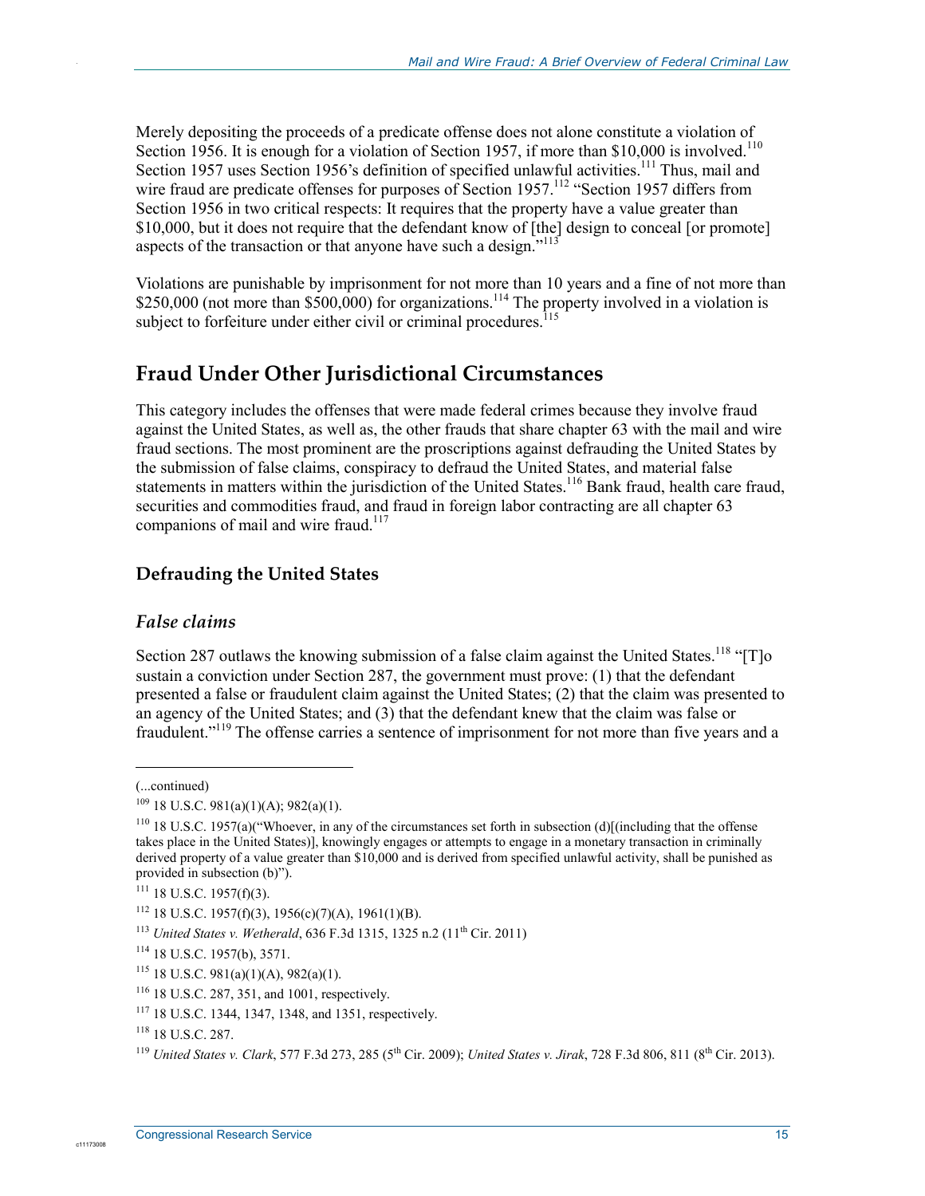Merely depositing the proceeds of a predicate offense does not alone constitute a violation of Section 1956. It is enough for a violation of Section 1957, if more than $10,000 is involved.[110] Section 1957 uses Section 1956's definition of specified unlawful activities.[111] Thus, mail and wire fraud are predicate offenses for purposes of Section 1957.[112] "Section 1957 differs from Section 1956 in two critical respects: It requires that the property have a value greater than $10,000, but it does not require that the defendant know of [the] design to conceal [or promote] aspects of the transaction or that anyone have such a design."[113]

Violations are punishable by imprisonment for not more than 10 years and a fine of not more than $250,000 (not more than $500,000) for organizations.[114] The property involved in a violation is subject to forfeiture under either civil or criminal procedures.[115]

## Fraud Under Other Jurisdictional Circumstances

This category includes the offenses that were made federal crimes because they involve fraud against the United States, as well as, the other frauds that share chapter 63 with the mail and wire fraud sections. The most prominent are the proscriptions against defrauding the United States by the submission of false claims, conspiracy to defraud the United States, and material false statements in matters within the jurisdiction of the United States.[116] Bank fraud, health care fraud, securities and commodities fraud, and fraud in foreign labor contracting are all chapter 63 companions of mail and wire fraud.[117]

### Defrauding the United States

#### *False claims*

Section 287 outlaws the knowing submission of a false claim against the United States.[118] "[T]o sustain a conviction under Section 287, the government must prove: (1) that the defendant presented a false or fraudulent claim against the United States; (2) that the claim was presented to an agency of the United States; and (3) that the defendant knew that the claim was false or fraudulent."[119] The offense carries a sentence of imprisonment for not more than five years and a

---

(...continued)

[109] 18 U.S.C. 981(a)(1)(A); 982(a)(1).

[110] 18 U.S.C. 1957(a)("Whoever, in any of the circumstances set forth in subsection (d)[(including that the offense takes place in the United States)], knowingly engages or attempts to engage in a monetary transaction in criminally derived property of a value greater than $10,000 and is derived from specified unlawful activity, shall be punished as provided in subsection (b)").

[111] 18 U.S.C. 1957(f)(3).

[112] 18 U.S.C. 1957(f)(3), 1956(c)(7)(A), 1961(1)(B).

[113] *United States v. Wetherald*, 636 F.3d 1315, 1325 n.2 (11th Cir. 2011)

[114] 18 U.S.C. 1957(b), 3571.

[115] 18 U.S.C. 981(a)(1)(A), 982(a)(1).

[116] 18 U.S.C. 287, 351, and 1001, respectively.

[117] 18 U.S.C. 1344, 1347, 1348, and 1351, respectively.

[118] 18 U.S.C. 287.

[119] *United States v. Clark*, 577 F.3d 273, 285 (5th Cir. 2009); *United States v. Jirak*, 728 F.3d 806, 811 (8th Cir. 2013).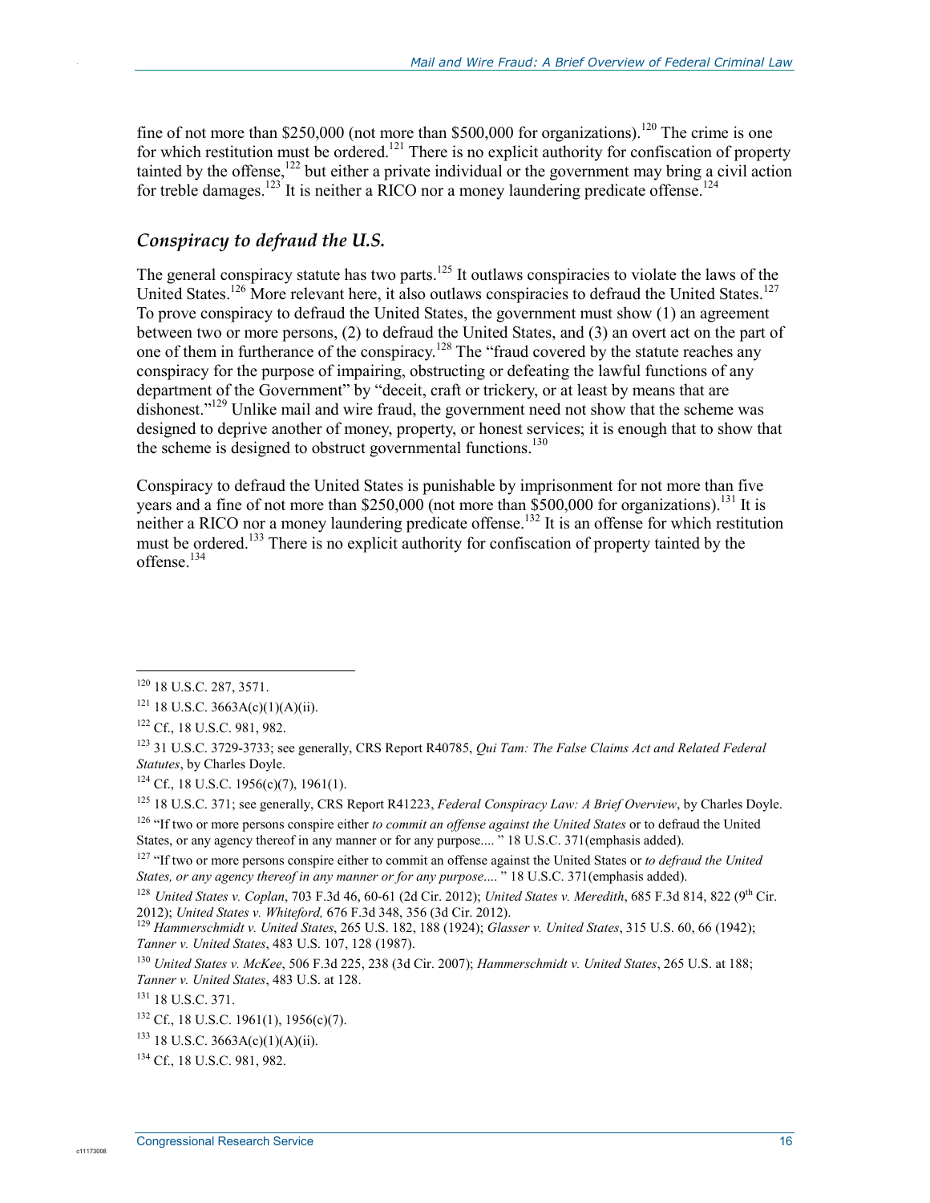fine of not more than $250,000 (not more than $500,000 for organizations).[120] The crime is one for which restitution must be ordered.[121] There is no explicit authority for confiscation of property tainted by the offense,[122] but either a private individual or the government may bring a civil action for treble damages.[123] It is neither a RICO nor a money laundering predicate offense.[124]

### *Conspiracy to defraud the U.S.*

The general conspiracy statute has two parts.[125] It outlaws conspiracies to violate the laws of the United States.[126] More relevant here, it also outlaws conspiracies to defraud the United States.[127] To prove conspiracy to defraud the United States, the government must show (1) an agreement between two or more persons, (2) to defraud the United States, and (3) an overt act on the part of one of them in furtherance of the conspiracy.[128] The "fraud covered by the statute reaches any conspiracy for the purpose of impairing, obstructing or defeating the lawful functions of any department of the Government" by "deceit, craft or trickery, or at least by means that are dishonest."[129] Unlike mail and wire fraud, the government need not show that the scheme was designed to deprive another of money, property, or honest services; it is enough that to show that the scheme is designed to obstruct governmental functions.[130]

Conspiracy to defraud the United States is punishable by imprisonment for not more than five years and a fine of not more than $250,000 (not more than $500,000 for organizations).[131] It is neither a RICO nor a money laundering predicate offense.[132] It is an offense for which restitution must be ordered.[133] There is no explicit authority for confiscation of property tainted by the offense.[134]

---

[120] 18 U.S.C. 287, 3571.

[121] 18 U.S.C. 3663A(c)(1)(A)(ii).

[122] Cf., 18 U.S.C. 981, 982.

[123] 31 U.S.C. 3729-3733; see generally, CRS Report R40785, *Qui Tam: The False Claims Act and Related Federal Statutes*, by Charles Doyle.

[124] Cf., 18 U.S.C. 1956(c)(7), 1961(1).

[125] 18 U.S.C. 371; see generally, CRS Report R41223, *Federal Conspiracy Law: A Brief Overview*, by Charles Doyle.

[126] "If two or more persons conspire either *to commit an offense against the United States* or to defraud the United States, or any agency thereof in any manner or for any purpose.... " 18 U.S.C. 371(emphasis added).

[127] "If two or more persons conspire either to commit an offense against the United States or *to defraud the United States, or any agency thereof in any manner or for any purpose*.... " 18 U.S.C. 371(emphasis added).

[128] *United States v. Coplan*, 703 F.3d 46, 60-61 (2d Cir. 2012); *United States v. Meredith*, 685 F.3d 814, 822 (9th Cir. 2012); *United States v. Whiteford,* 676 F.3d 348, 356 (3d Cir. 2012).

[129] *Hammerschmidt v. United States*, 265 U.S. 182, 188 (1924); *Glasser v. United States*, 315 U.S. 60, 66 (1942); *Tanner v. United States*, 483 U.S. 107, 128 (1987).

[130] *United States v. McKee*, 506 F.3d 225, 238 (3d Cir. 2007); *Hammerschmidt v. United States*, 265 U.S. at 188; *Tanner v. United States*, 483 U.S. at 128.

[131] 18 U.S.C. 371.

[132] Cf., 18 U.S.C. 1961(1), 1956(c)(7).

[133] 18 U.S.C. 3663A(c)(1)(A)(ii).

[134] Cf., 18 U.S.C. 981, 982.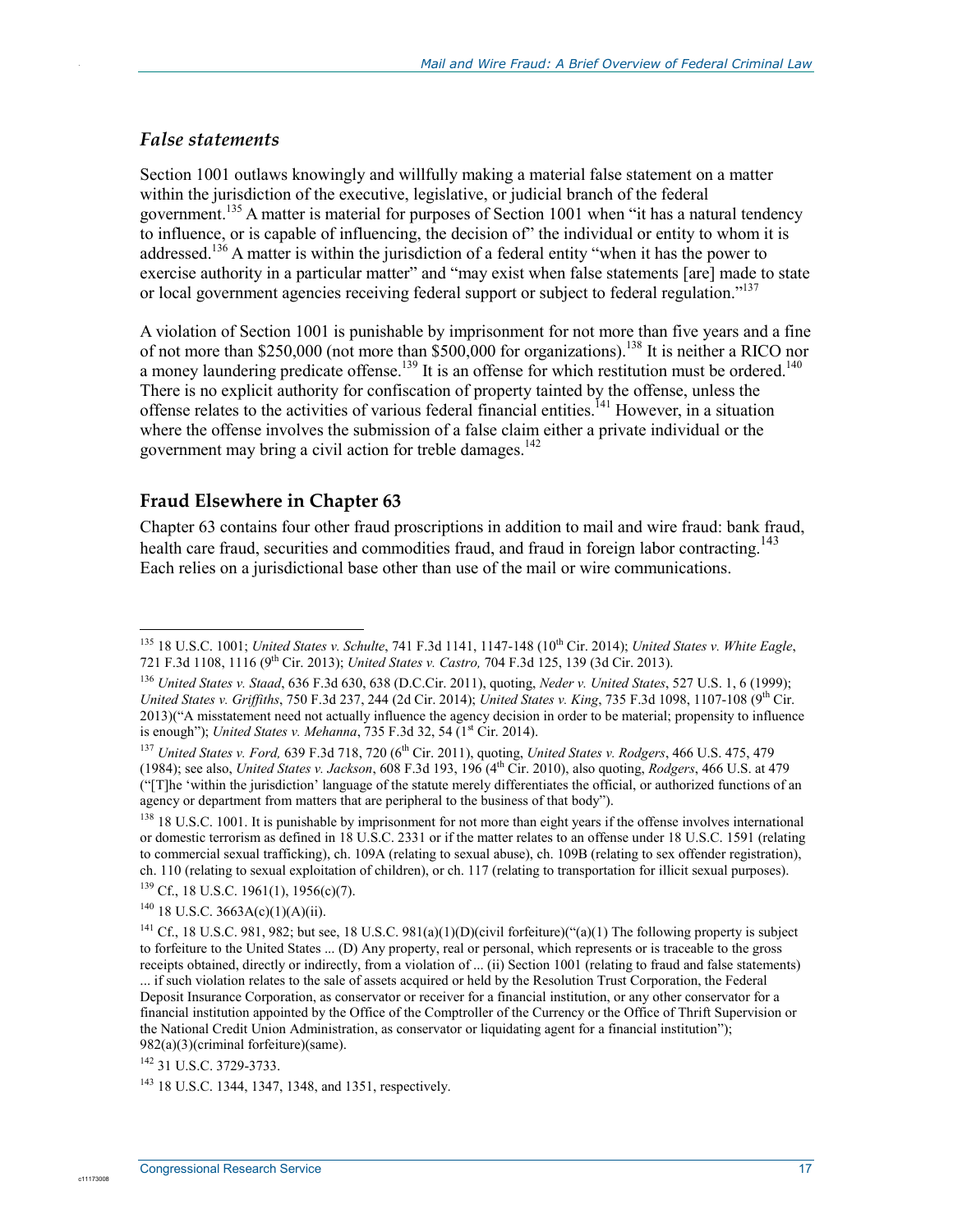### *False statements*

Section 1001 outlaws knowingly and willfully making a material false statement on a matter within the jurisdiction of the executive, legislative, or judicial branch of the federal government.[135] A matter is material for purposes of Section 1001 when "it has a natural tendency to influence, or is capable of influencing, the decision of" the individual or entity to whom it is addressed.[136] A matter is within the jurisdiction of a federal entity "when it has the power to exercise authority in a particular matter" and "may exist when false statements [are] made to state or local government agencies receiving federal support or subject to federal regulation."[137]

A violation of Section 1001 is punishable by imprisonment for not more than five years and a fine of not more than $250,000 (not more than $500,000 for organizations).[138] It is neither a RICO nor a money laundering predicate offense.[139] It is an offense for which restitution must be ordered.[140] There is no explicit authority for confiscation of property tainted by the offense, unless the offense relates to the activities of various federal financial entities.[141] However, in a situation where the offense involves the submission of a false claim either a private individual or the government may bring a civil action for treble damages.[142]

## Fraud Elsewhere in Chapter 63

Chapter 63 contains four other fraud proscriptions in addition to mail and wire fraud: bank fraud, health care fraud, securities and commodities fraud, and fraud in foreign labor contracting.[143] Each relies on a jurisdictional base other than use of the mail or wire communications.

---

[135] 18 U.S.C. 1001; *United States v. Schulte*, 741 F.3d 1141, 1147-148 (10th Cir. 2014); *United States v. White Eagle*, 721 F.3d 1108, 1116 (9th Cir. 2013); *United States v. Castro,* 704 F.3d 125, 139 (3d Cir. 2013).

[136] *United States v. Staad*, 636 F.3d 630, 638 (D.C.Cir. 2011), quoting, *Neder v. United States*, 527 U.S. 1, 6 (1999); *United States v. Griffiths*, 750 F.3d 237, 244 (2d Cir. 2014); *United States v. King*, 735 F.3d 1098, 1107-108 (9th Cir. 2013)("A misstatement need not actually influence the agency decision in order to be material; propensity to influence is enough"); *United States v. Mehanna*, 735 F.3d 32, 54 (1st Cir. 2014).

[137] *United States v. Ford,* 639 F.3d 718, 720 (6th Cir. 2011), quoting, *United States v. Rodgers*, 466 U.S. 475, 479 (1984); see also, *United States v. Jackson*, 608 F.3d 193, 196 (4th Cir. 2010), also quoting, *Rodgers*, 466 U.S. at 479 ("[T]he 'within the jurisdiction' language of the statute merely differentiates the official, or authorized functions of an agency or department from matters that are peripheral to the business of that body").

[138] 18 U.S.C. 1001. It is punishable by imprisonment for not more than eight years if the offense involves international or domestic terrorism as defined in 18 U.S.C. 2331 or if the matter relates to an offense under 18 U.S.C. 1591 (relating to commercial sexual trafficking), ch. 109A (relating to sexual abuse), ch. 109B (relating to sex offender registration), ch. 110 (relating to sexual exploitation of children), or ch. 117 (relating to transportation for illicit sexual purposes).

[139] Cf., 18 U.S.C. 1961(1), 1956(c)(7).

[140] 18 U.S.C. 3663A(c)(1)(A)(ii).

[141] Cf., 18 U.S.C. 981, 982; but see, 18 U.S.C. 981(a)(1)(D)(civil forfeiture)("(a)(1) The following property is subject to forfeiture to the United States ... (D) Any property, real or personal, which represents or is traceable to the gross receipts obtained, directly or indirectly, from a violation of ... (ii) Section 1001 (relating to fraud and false statements) ... if such violation relates to the sale of assets acquired or held by the Resolution Trust Corporation, the Federal Deposit Insurance Corporation, as conservator or receiver for a financial institution, or any other conservator for a financial institution appointed by the Office of the Comptroller of the Currency or the Office of Thrift Supervision or the National Credit Union Administration, as conservator or liquidating agent for a financial institution"); 982(a)(3)(criminal forfeiture)(same).

[142] 31 U.S.C. 3729-3733.

[143] 18 U.S.C. 1344, 1347, 1348, and 1351, respectively.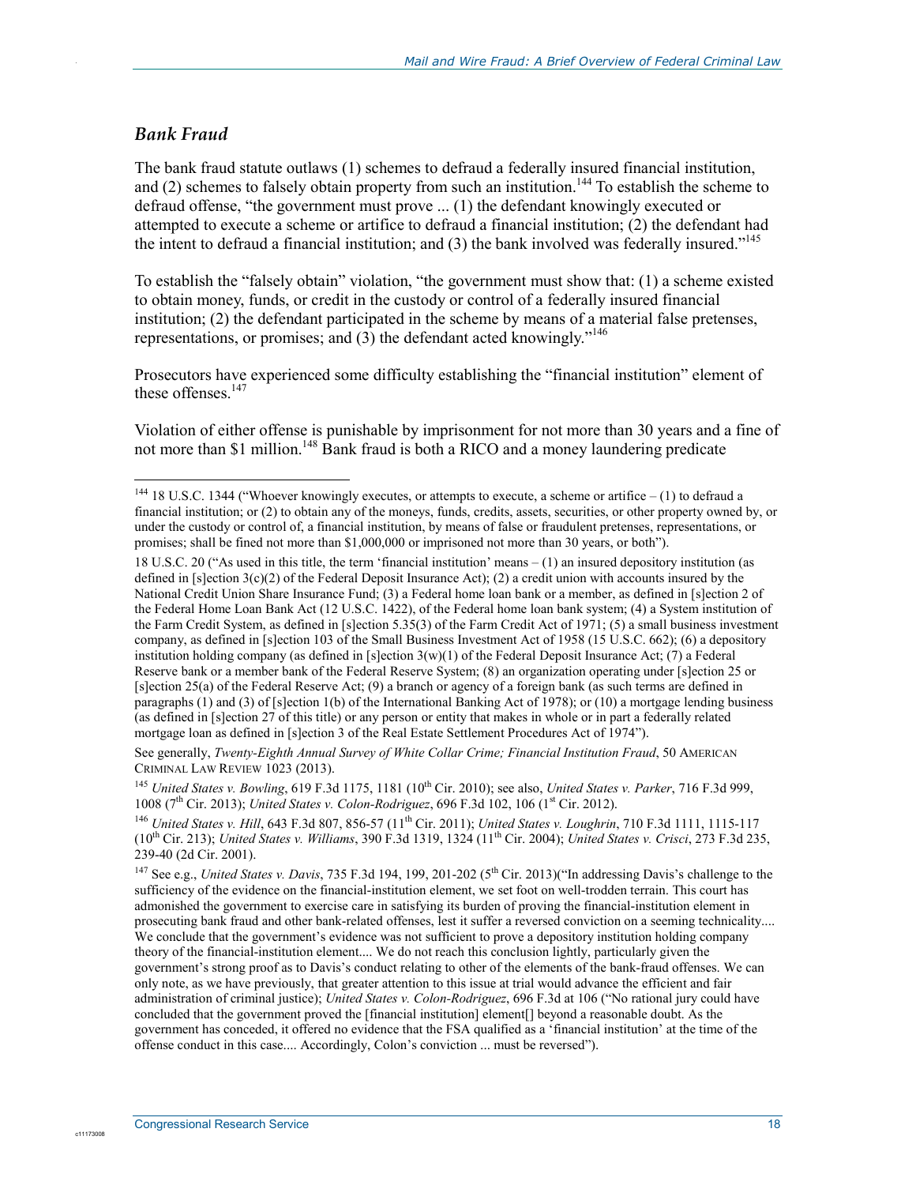### *Bank Fraud*

The bank fraud statute outlaws (1) schemes to defraud a federally insured financial institution, and (2) schemes to falsely obtain property from such an institution.[144] To establish the scheme to defraud offense, "the government must prove ... (1) the defendant knowingly executed or attempted to execute a scheme or artifice to defraud a financial institution; (2) the defendant had the intent to defraud a financial institution; and (3) the bank involved was federally insured."[145]

To establish the "falsely obtain" violation, "the government must show that: (1) a scheme existed to obtain money, funds, or credit in the custody or control of a federally insured financial institution; (2) the defendant participated in the scheme by means of a material false pretenses, representations, or promises; and (3) the defendant acted knowingly."[146]

Prosecutors have experienced some difficulty establishing the "financial institution" element of these offenses.[147]

Violation of either offense is punishable by imprisonment for not more than 30 years and a fine of not more than $1 million.[148] Bank fraud is both a RICO and a money laundering predicate

---

[144] 18 U.S.C. 1344 ("Whoever knowingly executes, or attempts to execute, a scheme or artifice – (1) to defraud a financial institution; or (2) to obtain any of the moneys, funds, credits, assets, securities, or other property owned by, or under the custody or control of, a financial institution, by means of false or fraudulent pretenses, representations, or promises; shall be fined not more than $1,000,000 or imprisoned not more than 30 years, or both").

18 U.S.C. 20 ("As used in this title, the term 'financial institution' means – (1) an insured depository institution (as defined in [s]ection 3(c)(2) of the Federal Deposit Insurance Act); (2) a credit union with accounts insured by the National Credit Union Share Insurance Fund; (3) a Federal home loan bank or a member, as defined in [s]ection 2 of the Federal Home Loan Bank Act (12 U.S.C. 1422), of the Federal home loan bank system; (4) a System institution of the Farm Credit System, as defined in [s]ection 5.35(3) of the Farm Credit Act of 1971; (5) a small business investment company, as defined in [s]ection 103 of the Small Business Investment Act of 1958 (15 U.S.C. 662); (6) a depository institution holding company (as defined in [s]ection 3(w)(1) of the Federal Deposit Insurance Act; (7) a Federal Reserve bank or a member bank of the Federal Reserve System; (8) an organization operating under [s]ection 25 or [s]ection 25(a) of the Federal Reserve Act; (9) a branch or agency of a foreign bank (as such terms are defined in paragraphs (1) and (3) of [s]ection 1(b) of the International Banking Act of 1978); or (10) a mortgage lending business (as defined in [s]ection 27 of this title) or any person or entity that makes in whole or in part a federally related mortgage loan as defined in [s]ection 3 of the Real Estate Settlement Procedures Act of 1974").

See generally, *Twenty-Eighth Annual Survey of White Collar Crime; Financial Institution Fraud*, 50 AMERICAN CRIMINAL LAW REVIEW 1023 (2013).

[145] *United States v. Bowling*, 619 F.3d 1175, 1181 (10th Cir. 2010); see also, *United States v. Parker*, 716 F.3d 999, 1008 (7th Cir. 2013); *United States v. Colon-Rodriguez*, 696 F.3d 102, 106 (1st Cir. 2012).

[146] *United States v. Hill*, 643 F.3d 807, 856-57 (11th Cir. 2011); *United States v. Loughrin*, 710 F.3d 1111, 1115-117 (10th Cir. 213); *United States v. Williams*, 390 F.3d 1319, 1324 (11th Cir. 2004); *United States v. Crisci*, 273 F.3d 235, 239-40 (2d Cir. 2001).

[147] See e.g., *United States v. Davis*, 735 F.3d 194, 199, 201-202 (5th Cir. 2013)("In addressing Davis's challenge to the sufficiency of the evidence on the financial-institution element, we set foot on well-trodden terrain. This court has admonished the government to exercise care in satisfying its burden of proving the financial-institution element in prosecuting bank fraud and other bank-related offenses, lest it suffer a reversed conviction on a seeming technicality.... We conclude that the government's evidence was not sufficient to prove a depository institution holding company theory of the financial-institution element.... We do not reach this conclusion lightly, particularly given the government's strong proof as to Davis's conduct relating to other of the elements of the bank-fraud offenses. We can only note, as we have previously, that greater attention to this issue at trial would advance the efficient and fair administration of criminal justice); *United States v. Colon-Rodriguez*, 696 F.3d at 106 ("No rational jury could have concluded that the government proved the [financial institution] element[] beyond a reasonable doubt. As the government has conceded, it offered no evidence that the FSA qualified as a 'financial institution' at the time of the offense conduct in this case.... Accordingly, Colon's conviction ... must be reversed").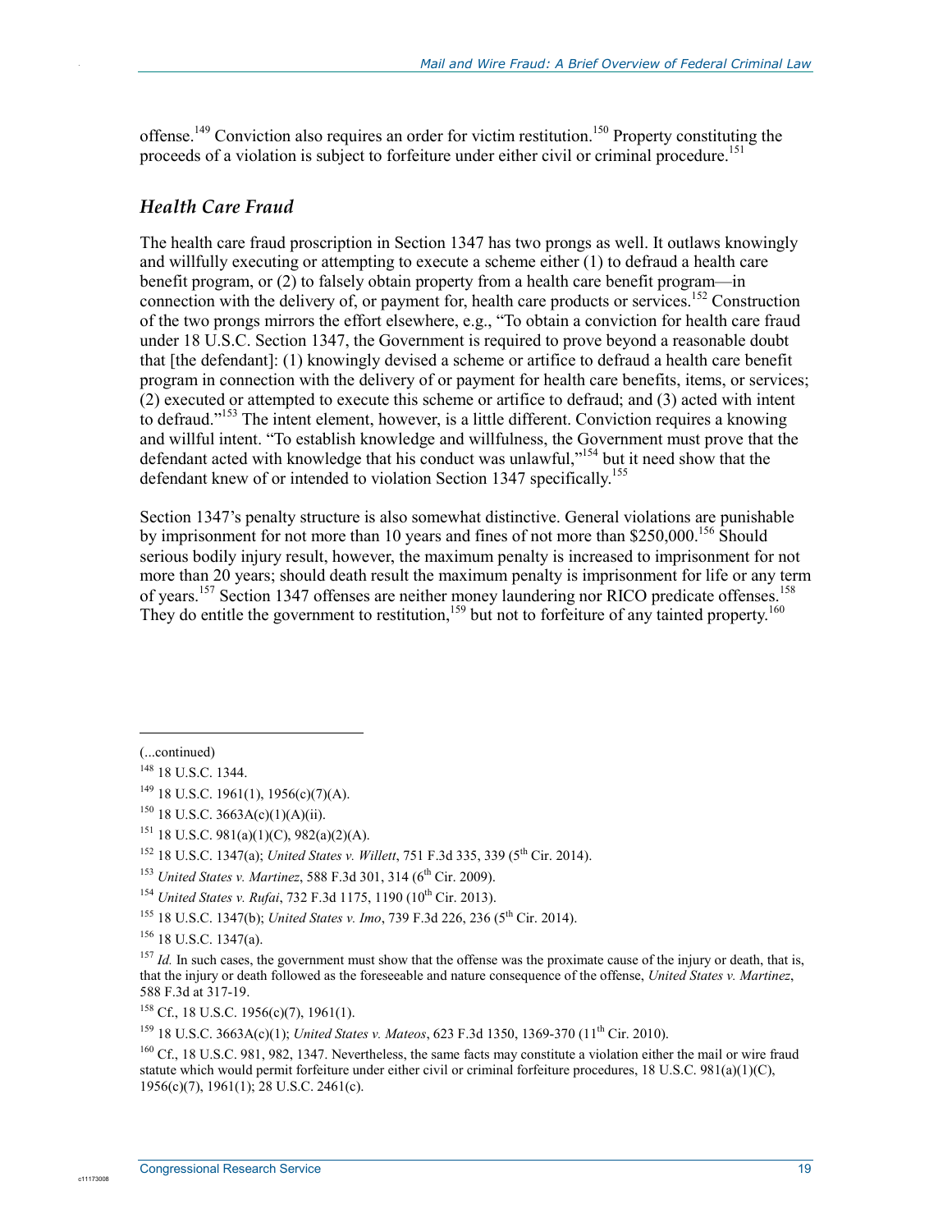offense.[149] Conviction also requires an order for victim restitution.[150] Property constituting the proceeds of a violation is subject to forfeiture under either civil or criminal procedure.[151]

### *Health Care Fraud*

The health care fraud proscription in Section 1347 has two prongs as well. It outlaws knowingly and willfully executing or attempting to execute a scheme either (1) to defraud a health care benefit program, or (2) to falsely obtain property from a health care benefit program—in connection with the delivery of, or payment for, health care products or services.[152] Construction of the two prongs mirrors the effort elsewhere, e.g., "To obtain a conviction for health care fraud under 18 U.S.C. Section 1347, the Government is required to prove beyond a reasonable doubt that [the defendant]: (1) knowingly devised a scheme or artifice to defraud a health care benefit program in connection with the delivery of or payment for health care benefits, items, or services; (2) executed or attempted to execute this scheme or artifice to defraud; and (3) acted with intent to defraud."[153] The intent element, however, is a little different. Conviction requires a knowing and willful intent. "To establish knowledge and willfulness, the Government must prove that the defendant acted with knowledge that his conduct was unlawful,"[154] but it need show that the defendant knew of or intended to violation Section 1347 specifically.[155]

Section 1347's penalty structure is also somewhat distinctive. General violations are punishable by imprisonment for not more than 10 years and fines of not more than $250,000.[156] Should serious bodily injury result, however, the maximum penalty is increased to imprisonment for not more than 20 years; should death result the maximum penalty is imprisonment for life or any term of years.[157] Section 1347 offenses are neither money laundering nor RICO predicate offenses.[158] They do entitle the government to restitution,[159] but not to forfeiture of any tainted property.[160]

---

(...continued)

[148] 18 U.S.C. 1344.

[149] 18 U.S.C. 1961(1), 1956(c)(7)(A).

[150] 18 U.S.C. 3663A(c)(1)(A)(ii).

[151] 18 U.S.C. 981(a)(1)(C), 982(a)(2)(A).

[152] 18 U.S.C. 1347(a); *United States v. Willett*, 751 F.3d 335, 339 (5th Cir. 2014).

[153] *United States v. Martinez*, 588 F.3d 301, 314 (6th Cir. 2009).

[154] *United States v. Rufai*, 732 F.3d 1175, 1190 (10th Cir. 2013).

[155] 18 U.S.C. 1347(b); *United States v. Imo*, 739 F.3d 226, 236 (5th Cir. 2014).

[156] 18 U.S.C. 1347(a).

[157] *Id.* In such cases, the government must show that the offense was the proximate cause of the injury or death, that is, that the injury or death followed as the foreseeable and nature consequence of the offense, *United States v. Martinez*, 588 F.3d at 317-19.

[158] Cf., 18 U.S.C. 1956(c)(7), 1961(1).

[159] 18 U.S.C. 3663A(c)(1); *United States v. Mateos*, 623 F.3d 1350, 1369-370 (11th Cir. 2010).

[160] Cf., 18 U.S.C. 981, 982, 1347. Nevertheless, the same facts may constitute a violation either the mail or wire fraud statute which would permit forfeiture under either civil or criminal forfeiture procedures, 18 U.S.C. 981(a)(1)(C), 1956(c)(7), 1961(1); 28 U.S.C. 2461(c).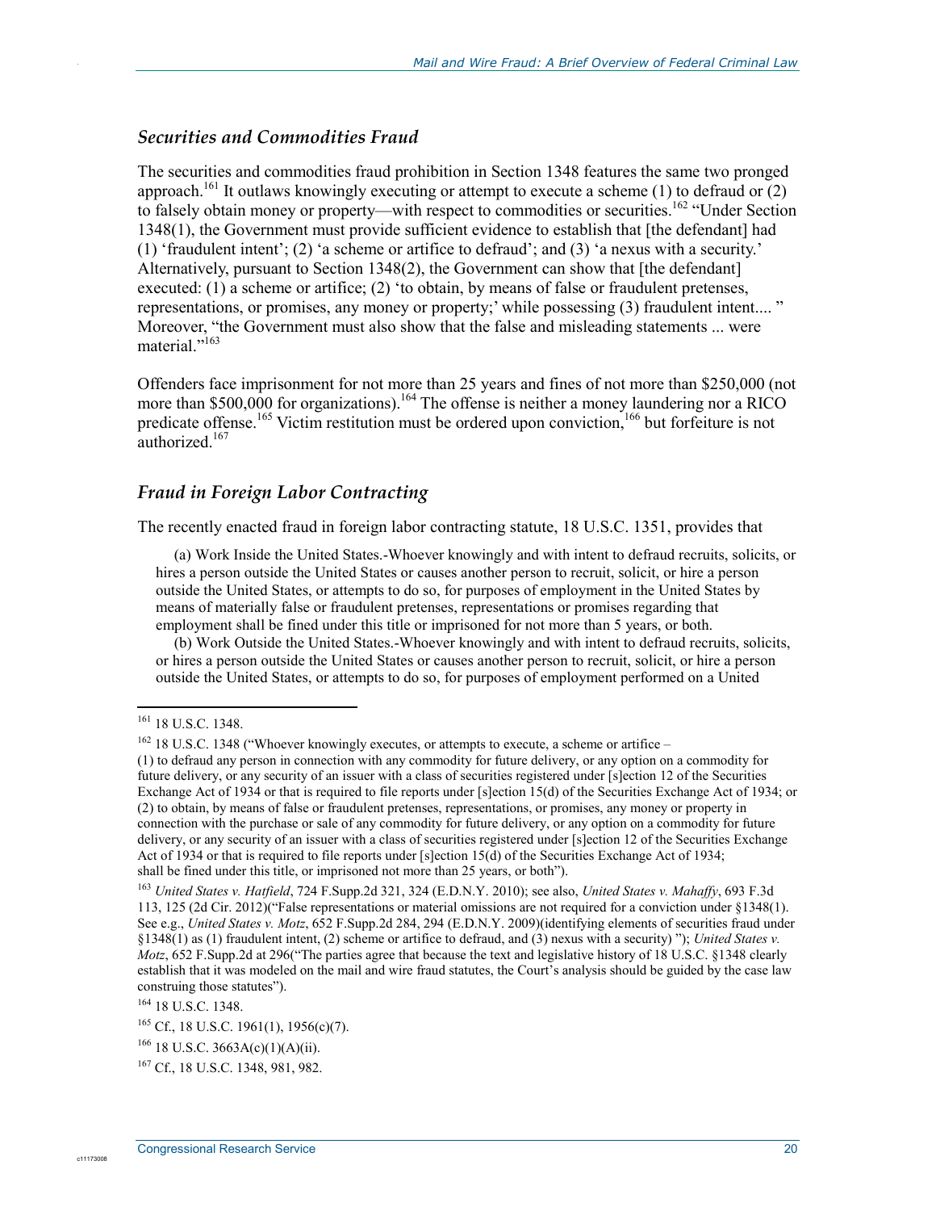### *Securities and Commodities Fraud*

The securities and commodities fraud prohibition in Section 1348 features the same two pronged approach.[161] It outlaws knowingly executing or attempt to execute a scheme (1) to defraud or (2) to falsely obtain money or property—with respect to commodities or securities.[162] "Under Section 1348(1), the Government must provide sufficient evidence to establish that [the defendant] had (1) 'fraudulent intent'; (2) 'a scheme or artifice to defraud'; and (3) 'a nexus with a security.' Alternatively, pursuant to Section 1348(2), the Government can show that [the defendant] executed: (1) a scheme or artifice; (2) 'to obtain, by means of false or fraudulent pretenses, representations, or promises, any money or property;' while possessing (3) fraudulent intent.... " Moreover, "the Government must also show that the false and misleading statements ... were material."[163]

Offenders face imprisonment for not more than 25 years and fines of not more than $250,000 (not more than $500,000 for organizations).[164] The offense is neither a money laundering nor a RICO predicate offense.[165] Victim restitution must be ordered upon conviction,[166] but forfeiture is not authorized.[167]

### *Fraud in Foreign Labor Contracting*

The recently enacted fraud in foreign labor contracting statute, 18 U.S.C. 1351, provides that

> (a) Work Inside the United States.-Whoever knowingly and with intent to defraud recruits, solicits, or hires a person outside the United States or causes another person to recruit, solicit, or hire a person outside the United States, or attempts to do so, for purposes of employment in the United States by means of materially false or fraudulent pretenses, representations or promises regarding that employment shall be fined under this title or imprisoned for not more than 5 years, or both.
>
> (b) Work Outside the United States.-Whoever knowingly and with intent to defraud recruits, solicits, or hires a person outside the United States or causes another person to recruit, solicit, or hire a person outside the United States, or attempts to do so, for purposes of employment performed on a United

---

[161] 18 U.S.C. 1348.

[162] 18 U.S.C. 1348 ("Whoever knowingly executes, or attempts to execute, a scheme or artifice –
(1) to defraud any person in connection with any commodity for future delivery, or any option on a commodity for future delivery, or any security of an issuer with a class of securities registered under [s]ection 12 of the Securities Exchange Act of 1934 or that is required to file reports under [s]ection 15(d) of the Securities Exchange Act of 1934; or
(2) to obtain, by means of false or fraudulent pretenses, representations, or promises, any money or property in connection with the purchase or sale of any commodity for future delivery, or any option on a commodity for future delivery, or any security of an issuer with a class of securities registered under [s]ection 12 of the Securities Exchange Act of 1934 or that is required to file reports under [s]ection 15(d) of the Securities Exchange Act of 1934;
shall be fined under this title, or imprisoned not more than 25 years, or both").

[163] *United States v. Hatfield*, 724 F.Supp.2d 321, 324 (E.D.N.Y. 2010); see also, *United States v. Mahaffy*, 693 F.3d 113, 125 (2d Cir. 2012)("False representations or material omissions are not required for a conviction under §1348(1). See e.g., *United States v. Motz*, 652 F.Supp.2d 284, 294 (E.D.N.Y. 2009)(identifying elements of securities fraud under §1348(1) as (1) fraudulent intent, (2) scheme or artifice to defraud, and (3) nexus with a security) "); *United States v. Motz*, 652 F.Supp.2d at 296("The parties agree that because the text and legislative history of 18 U.S.C. §1348 clearly establish that it was modeled on the mail and wire fraud statutes, the Court's analysis should be guided by the case law construing those statutes").

[164] 18 U.S.C. 1348.

[165] Cf., 18 U.S.C. 1961(1), 1956(c)(7).

[166] 18 U.S.C. 3663A(c)(1)(A)(ii).

[167] Cf., 18 U.S.C. 1348, 981, 982.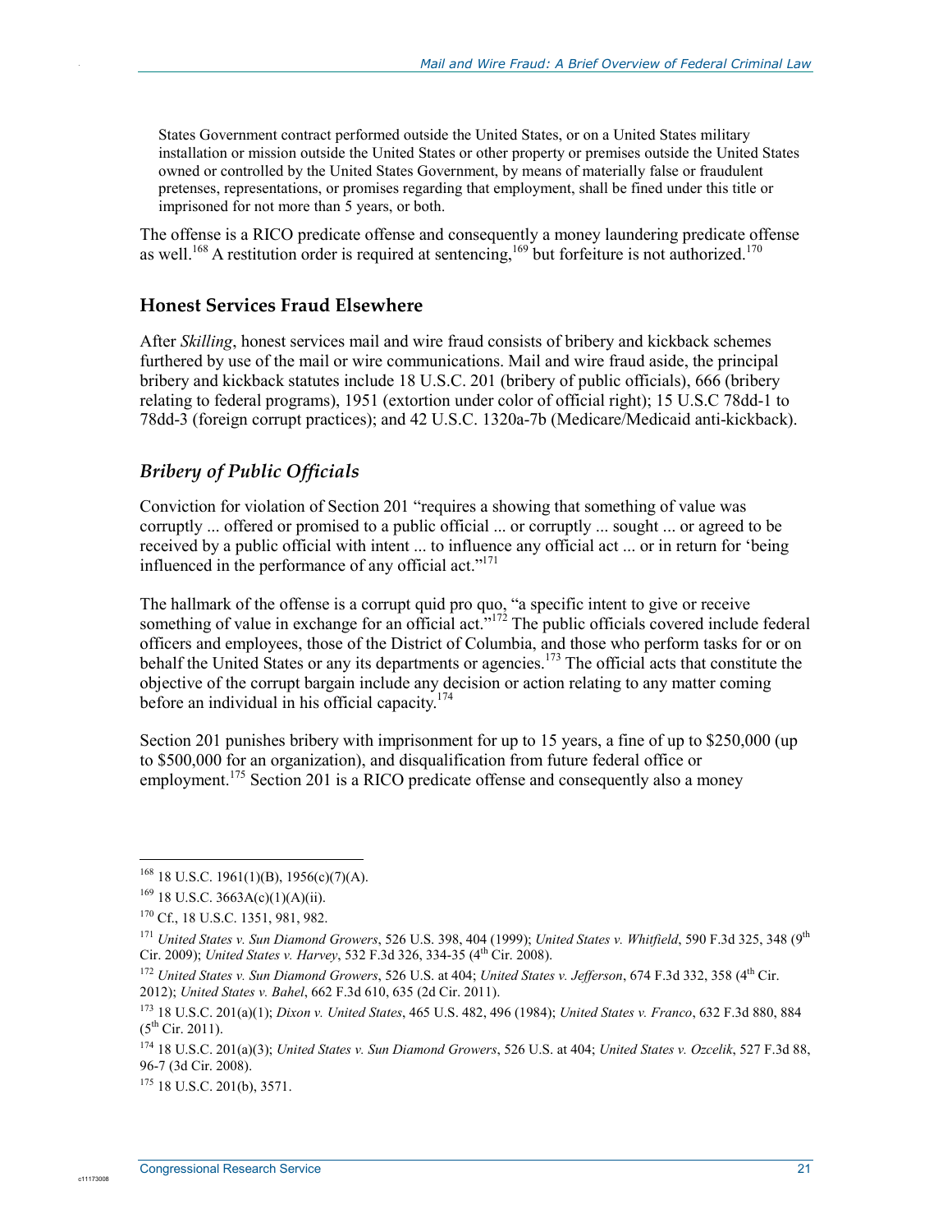> States Government contract performed outside the United States, or on a United States military installation or mission outside the United States or other property or premises outside the United States owned or controlled by the United States Government, by means of materially false or fraudulent pretenses, representations, or promises regarding that employment, shall be fined under this title or imprisoned for not more than 5 years, or both.

The offense is a RICO predicate offense and consequently a money laundering predicate offense as well.[168] A restitution order is required at sentencing,[169] but forfeiture is not authorized.[170]

### Honest Services Fraud Elsewhere

After *Skilling*, honest services mail and wire fraud consists of bribery and kickback schemes furthered by use of the mail or wire communications. Mail and wire fraud aside, the principal bribery and kickback statutes include 18 U.S.C. 201 (bribery of public officials), 666 (bribery relating to federal programs), 1951 (extortion under color of official right); 15 U.S.C 78dd-1 to 78dd-3 (foreign corrupt practices); and 42 U.S.C. 1320a-7b (Medicare/Medicaid anti-kickback).

#### *Bribery of Public Officials*

Conviction for violation of Section 201 "requires a showing that something of value was corruptly ... offered or promised to a public official ... or corruptly ... sought ... or agreed to be received by a public official with intent ... to influence any official act ... or in return for 'being influenced in the performance of any official act."[171]

The hallmark of the offense is a corrupt quid pro quo, "a specific intent to give or receive something of value in exchange for an official act."[172] The public officials covered include federal officers and employees, those of the District of Columbia, and those who perform tasks for or on behalf the United States or any its departments or agencies.[173] The official acts that constitute the objective of the corrupt bargain include any decision or action relating to any matter coming before an individual in his official capacity.[174]

Section 201 punishes bribery with imprisonment for up to 15 years, a fine of up to $250,000 (up to $500,000 for an organization), and disqualification from future federal office or employment.[175] Section 201 is a RICO predicate offense and consequently also a money

---

[168] 18 U.S.C. 1961(1)(B), 1956(c)(7)(A).

[169] 18 U.S.C. 3663A(c)(1)(A)(ii).

[170] Cf., 18 U.S.C. 1351, 981, 982.

[171] *United States v. Sun Diamond Growers*, 526 U.S. 398, 404 (1999); *United States v. Whitfield*, 590 F.3d 325, 348 (9th Cir. 2009); *United States v. Harvey*, 532 F.3d 326, 334-35 (4th Cir. 2008).

[172] *United States v. Sun Diamond Growers*, 526 U.S. at 404; *United States v. Jefferson*, 674 F.3d 332, 358 (4th Cir. 2012); *United States v. Bahel*, 662 F.3d 610, 635 (2d Cir. 2011).

[173] 18 U.S.C. 201(a)(1); *Dixon v. United States*, 465 U.S. 482, 496 (1984); *United States v. Franco*, 632 F.3d 880, 884 (5th Cir. 2011).

[174] 18 U.S.C. 201(a)(3); *United States v. Sun Diamond Growers*, 526 U.S. at 404; *United States v. Ozcelik*, 527 F.3d 88, 96-7 (3d Cir. 2008).

[175] 18 U.S.C. 201(b), 3571.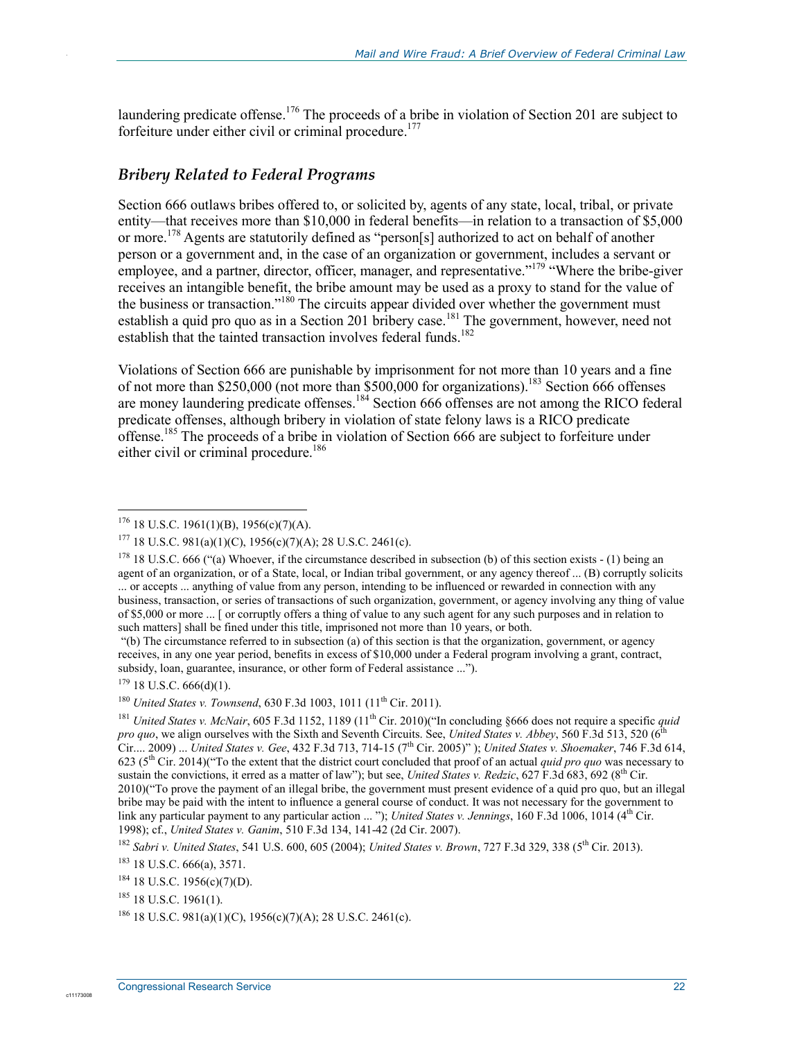laundering predicate offense.[176] The proceeds of a bribe in violation of Section 201 are subject to forfeiture under either civil or criminal procedure.[177]

### *Bribery Related to Federal Programs*

Section 666 outlaws bribes offered to, or solicited by, agents of any state, local, tribal, or private entity—that receives more than $10,000 in federal benefits—in relation to a transaction of $5,000 or more.[178] Agents are statutorily defined as "person[s] authorized to act on behalf of another person or a government and, in the case of an organization or government, includes a servant or employee, and a partner, director, officer, manager, and representative."[179] "Where the bribe-giver receives an intangible benefit, the bribe amount may be used as a proxy to stand for the value of the business or transaction."[180] The circuits appear divided over whether the government must establish a quid pro quo as in a Section 201 bribery case.[181] The government, however, need not establish that the tainted transaction involves federal funds.[182]

Violations of Section 666 are punishable by imprisonment for not more than 10 years and a fine of not more than $250,000 (not more than $500,000 for organizations).[183] Section 666 offenses are money laundering predicate offenses.[184] Section 666 offenses are not among the RICO federal predicate offenses, although bribery in violation of state felony laws is a RICO predicate offense.[185] The proceeds of a bribe in violation of Section 666 are subject to forfeiture under either civil or criminal procedure.[186]

---

[176] 18 U.S.C. 1961(1)(B), 1956(c)(7)(A).

[177] 18 U.S.C. 981(a)(1)(C), 1956(c)(7)(A); 28 U.S.C. 2461(c).

[178] 18 U.S.C. 666 ("(a) Whoever, if the circumstance described in subsection (b) of this section exists - (1) being an agent of an organization, or of a State, local, or Indian tribal government, or any agency thereof ... (B) corruptly solicits ... or accepts ... anything of value from any person, intending to be influenced or rewarded in connection with any business, transaction, or series of transactions of such organization, government, or agency involving any thing of value of $5,000 or more ... [ or corruptly offers a thing of value to any such agent for any such purposes and in relation to such matters] shall be fined under this title, imprisoned not more than 10 years, or both.

"(b) The circumstance referred to in subsection (a) of this section is that the organization, government, or agency receives, in any one year period, benefits in excess of $10,000 under a Federal program involving a grant, contract, subsidy, loan, guarantee, insurance, or other form of Federal assistance ...").

[179] 18 U.S.C. 666(d)(1).

[180] *United States v. Townsend*, 630 F.3d 1003, 1011 (11th Cir. 2011).

[181] *United States v. McNair*, 605 F.3d 1152, 1189 (11th Cir. 2010)("In concluding §666 does not require a specific *quid pro quo*, we align ourselves with the Sixth and Seventh Circuits. See, *United States v. Abbey*, 560 F.3d 513, 520 (6th Cir.... 2009) ... *United States v. Gee*, 432 F.3d 713, 714-15 (7th Cir. 2005)" ); *United States v. Shoemaker*, 746 F.3d 614, 623 (5th Cir. 2014)("To the extent that the district court concluded that proof of an actual *quid pro quo* was necessary to sustain the convictions, it erred as a matter of law"); but see, *United States v. Redzic*, 627 F.3d 683, 692 (8th Cir. 2010)("To prove the payment of an illegal bribe, the government must present evidence of a quid pro quo, but an illegal bribe may be paid with the intent to influence a general course of conduct. It was not necessary for the government to link any particular payment to any particular action ... "); *United States v. Jennings*, 160 F.3d 1006, 1014 (4th Cir. 1998); cf., *United States v. Ganim*, 510 F.3d 134, 141-42 (2d Cir. 2007).

[182] *Sabri v. United States*, 541 U.S. 600, 605 (2004); *United States v. Brown*, 727 F.3d 329, 338 (5th Cir. 2013).

[183] 18 U.S.C. 666(a), 3571.

[184] 18 U.S.C. 1956(c)(7)(D).

[185] 18 U.S.C. 1961(1).

[186] 18 U.S.C. 981(a)(1)(C), 1956(c)(7)(A); 28 U.S.C. 2461(c).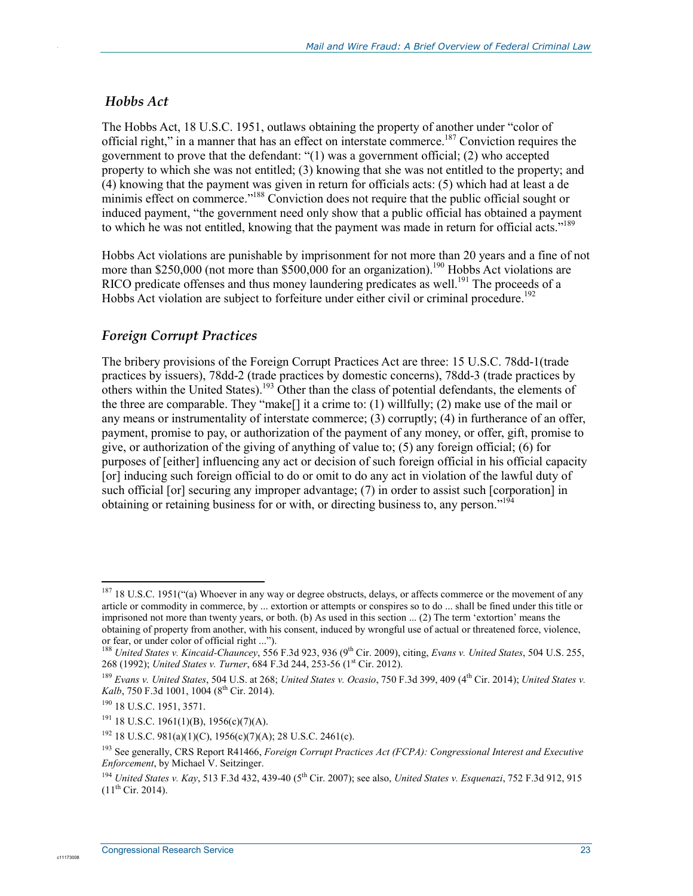### *Hobbs Act*

The Hobbs Act, 18 U.S.C. 1951, outlaws obtaining the property of another under "color of official right," in a manner that has an effect on interstate commerce.[187] Conviction requires the government to prove that the defendant: "(1) was a government official; (2) who accepted property to which she was not entitled; (3) knowing that she was not entitled to the property; and (4) knowing that the payment was given in return for officials acts: (5) which had at least a de minimis effect on commerce."[188] Conviction does not require that the public official sought or induced payment, "the government need only show that a public official has obtained a payment to which he was not entitled, knowing that the payment was made in return for official acts."[189]

Hobbs Act violations are punishable by imprisonment for not more than 20 years and a fine of not more than $250,000 (not more than $500,000 for an organization).[190] Hobbs Act violations are RICO predicate offenses and thus money laundering predicates as well.[191] The proceeds of a Hobbs Act violation are subject to forfeiture under either civil or criminal procedure.[192]

### *Foreign Corrupt Practices*

The bribery provisions of the Foreign Corrupt Practices Act are three: 15 U.S.C. 78dd-1(trade practices by issuers), 78dd-2 (trade practices by domestic concerns), 78dd-3 (trade practices by others within the United States).[193] Other than the class of potential defendants, the elements of the three are comparable. They "make[] it a crime to: (1) willfully; (2) make use of the mail or any means or instrumentality of interstate commerce; (3) corruptly; (4) in furtherance of an offer, payment, promise to pay, or authorization of the payment of any money, or offer, gift, promise to give, or authorization of the giving of anything of value to; (5) any foreign official; (6) for purposes of [either] influencing any act or decision of such foreign official in his official capacity [or] inducing such foreign official to do or omit to do any act in violation of the lawful duty of such official [or] securing any improper advantage; (7) in order to assist such [corporation] in obtaining or retaining business for or with, or directing business to, any person."[194]

---

[187] 18 U.S.C. 1951("(a) Whoever in any way or degree obstructs, delays, or affects commerce or the movement of any article or commodity in commerce, by ... extortion or attempts or conspires so to do ... shall be fined under this title or imprisoned not more than twenty years, or both. (b) As used in this section ... (2) The term 'extortion' means the obtaining of property from another, with his consent, induced by wrongful use of actual or threatened force, violence, or fear, or under color of official right ...").

[188] *United States v. Kincaid-Chauncey*, 556 F.3d 923, 936 (9th Cir. 2009), citing, *Evans v. United States*, 504 U.S. 255, 268 (1992); *United States v. Turner*, 684 F.3d 244, 253-56 (1st Cir. 2012).

[189] *Evans v. United States*, 504 U.S. at 268; *United States v. Ocasio*, 750 F.3d 399, 409 (4th Cir. 2014); *United States v. Kalb*, 750 F.3d 1001, 1004 (8th Cir. 2014).

[190] 18 U.S.C. 1951, 3571.

[191] 18 U.S.C. 1961(1)(B), 1956(c)(7)(A).

[192] 18 U.S.C. 981(a)(1)(C), 1956(c)(7)(A); 28 U.S.C. 2461(c).

[193] See generally, CRS Report R41466, *Foreign Corrupt Practices Act (FCPA): Congressional Interest and Executive Enforcement*, by Michael V. Seitzinger.

[194] *United States v. Kay*, 513 F.3d 432, 439-40 (5th Cir. 2007); see also, *United States v. Esquenazi*, 752 F.3d 912, 915 (11th Cir. 2014).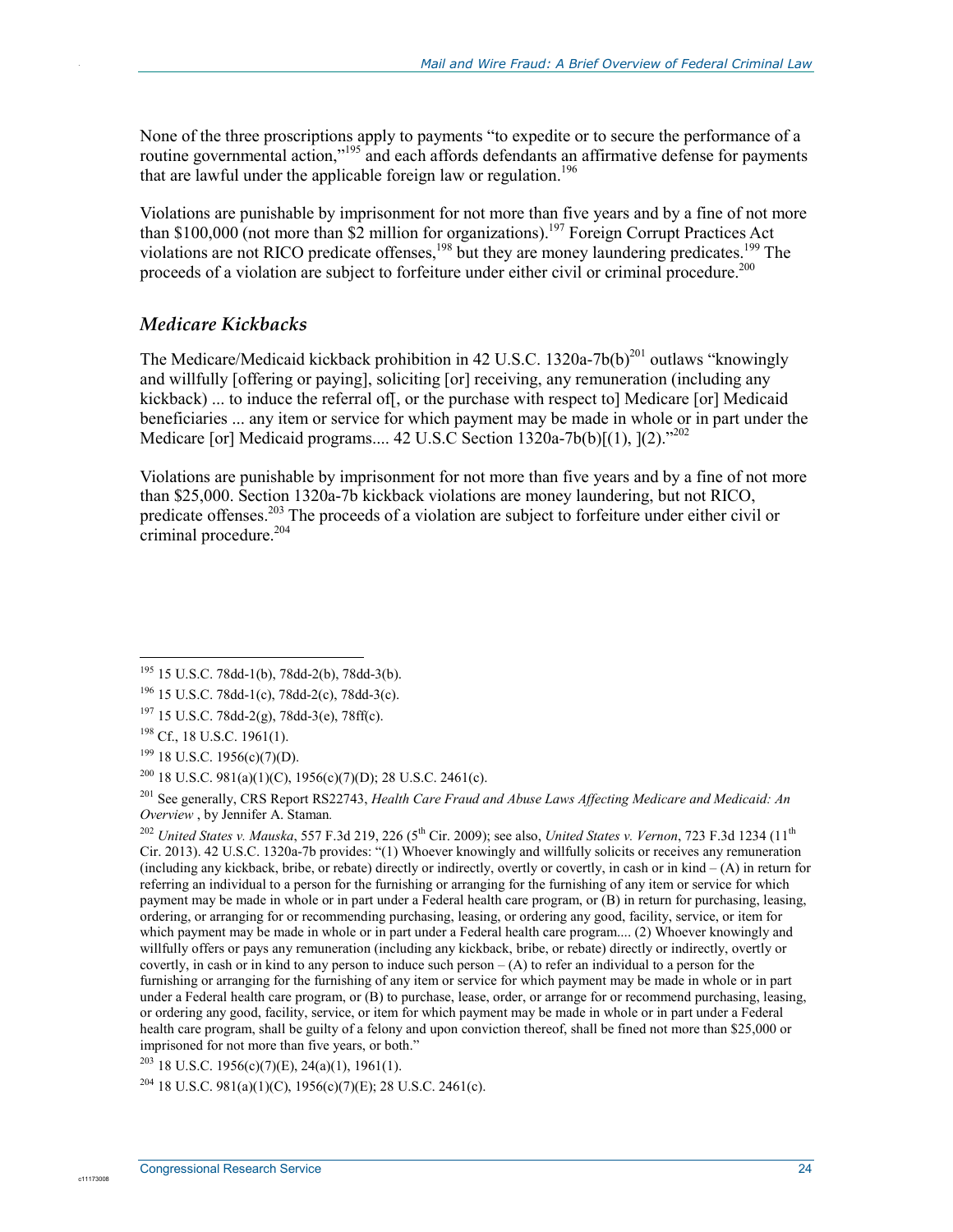None of the three proscriptions apply to payments "to expedite or to secure the performance of a routine governmental action,"[195] and each affords defendants an affirmative defense for payments that are lawful under the applicable foreign law or regulation.[196]

Violations are punishable by imprisonment for not more than five years and by a fine of not more than $100,000 (not more than $2 million for organizations).[197] Foreign Corrupt Practices Act violations are not RICO predicate offenses,[198] but they are money laundering predicates.[199] The proceeds of a violation are subject to forfeiture under either civil or criminal procedure.[200]

### *Medicare Kickbacks*

The Medicare/Medicaid kickback prohibition in 42 U.S.C. 1320a-7b(b)[201] outlaws "knowingly and willfully [offering or paying], soliciting [or] receiving, any remuneration (including any kickback) ... to induce the referral of[, or the purchase with respect to] Medicare [or] Medicaid beneficiaries ... any item or service for which payment may be made in whole or in part under the Medicare [or] Medicaid programs.... 42 U.S.C Section 1320a-7b(b)[(1), ](2)."[202]

Violations are punishable by imprisonment for not more than five years and by a fine of not more than $25,000. Section 1320a-7b kickback violations are money laundering, but not RICO, predicate offenses.[203] The proceeds of a violation are subject to forfeiture under either civil or criminal procedure.[204]

---

[195] 15 U.S.C. 78dd-1(b), 78dd-2(b), 78dd-3(b).

[196] 15 U.S.C. 78dd-1(c), 78dd-2(c), 78dd-3(c).

[197] 15 U.S.C. 78dd-2(g), 78dd-3(e), 78ff(c).

[198] Cf., 18 U.S.C. 1961(1).

[199] 18 U.S.C. 1956(c)(7)(D).

[200] 18 U.S.C. 981(a)(1)(C), 1956(c)(7)(D); 28 U.S.C. 2461(c).

[201] See generally, CRS Report RS22743, *Health Care Fraud and Abuse Laws Affecting Medicare and Medicaid: An Overview* , by Jennifer A. Staman.

[202] *United States v. Mauska*, 557 F.3d 219, 226 (5th Cir. 2009); see also, *United States v. Vernon*, 723 F.3d 1234 (11th Cir. 2013). 42 U.S.C. 1320a-7b provides: "(1) Whoever knowingly and willfully solicits or receives any remuneration (including any kickback, bribe, or rebate) directly or indirectly, overtly or covertly, in cash or in kind – (A) in return for referring an individual to a person for the furnishing or arranging for the furnishing of any item or service for which payment may be made in whole or in part under a Federal health care program, or (B) in return for purchasing, leasing, ordering, or arranging for or recommending purchasing, leasing, or ordering any good, facility, service, or item for which payment may be made in whole or in part under a Federal health care program.... (2) Whoever knowingly and willfully offers or pays any remuneration (including any kickback, bribe, or rebate) directly or indirectly, overtly or covertly, in cash or in kind to any person to induce such person – (A) to refer an individual to a person for the furnishing or arranging for the furnishing of any item or service for which payment may be made in whole or in part under a Federal health care program, or (B) to purchase, lease, order, or arrange for or recommend purchasing, leasing, or ordering any good, facility, service, or item for which payment may be made in whole or in part under a Federal health care program, shall be guilty of a felony and upon conviction thereof, shall be fined not more than $25,000 or imprisoned for not more than five years, or both."

[203] 18 U.S.C. 1956(c)(7)(E), 24(a)(1), 1961(1).

[204] 18 U.S.C. 981(a)(1)(C), 1956(c)(7)(E); 28 U.S.C. 2461(c).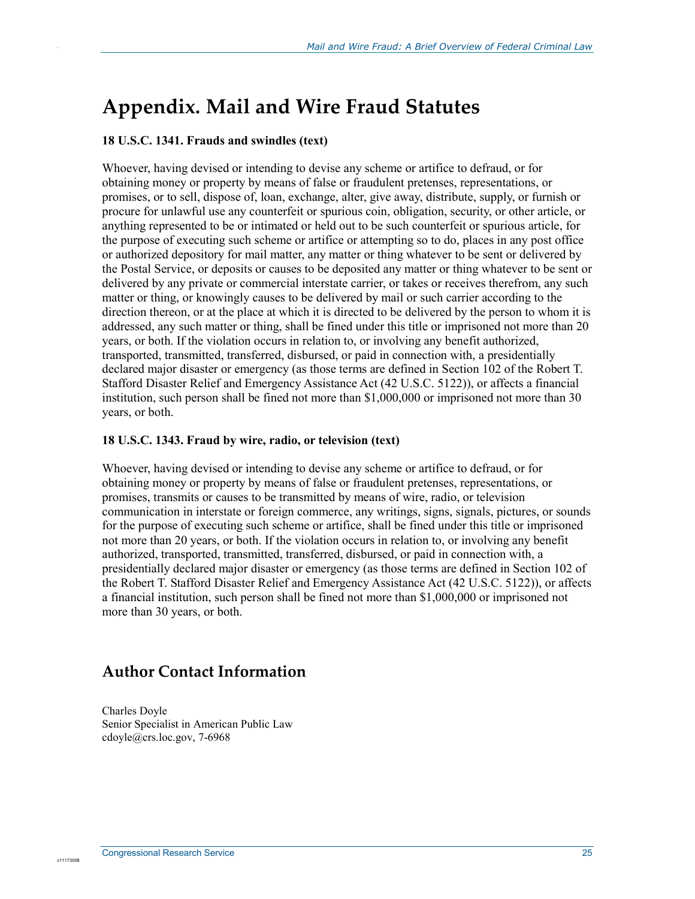# Appendix. Mail and Wire Fraud Statutes

**18 U.S.C. 1341. Frauds and swindles (text)**

Whoever, having devised or intending to devise any scheme or artifice to defraud, or for obtaining money or property by means of false or fraudulent pretenses, representations, or promises, or to sell, dispose of, loan, exchange, alter, give away, distribute, supply, or furnish or procure for unlawful use any counterfeit or spurious coin, obligation, security, or other article, or anything represented to be or intimated or held out to be such counterfeit or spurious article, for the purpose of executing such scheme or artifice or attempting so to do, places in any post office or authorized depository for mail matter, any matter or thing whatever to be sent or delivered by the Postal Service, or deposits or causes to be deposited any matter or thing whatever to be sent or delivered by any private or commercial interstate carrier, or takes or receives therefrom, any such matter or thing, or knowingly causes to be delivered by mail or such carrier according to the direction thereon, or at the place at which it is directed to be delivered by the person to whom it is addressed, any such matter or thing, shall be fined under this title or imprisoned not more than 20 years, or both. If the violation occurs in relation to, or involving any benefit authorized, transported, transmitted, transferred, disbursed, or paid in connection with, a presidentially declared major disaster or emergency (as those terms are defined in Section 102 of the Robert T. Stafford Disaster Relief and Emergency Assistance Act (42 U.S.C. 5122)), or affects a financial institution, such person shall be fined not more than $1,000,000 or imprisoned not more than 30 years, or both.

**18 U.S.C. 1343. Fraud by wire, radio, or television (text)**

Whoever, having devised or intending to devise any scheme or artifice to defraud, or for obtaining money or property by means of false or fraudulent pretenses, representations, or promises, transmits or causes to be transmitted by means of wire, radio, or television communication in interstate or foreign commerce, any writings, signs, signals, pictures, or sounds for the purpose of executing such scheme or artifice, shall be fined under this title or imprisoned not more than 20 years, or both. If the violation occurs in relation to, or involving any benefit authorized, transported, transmitted, transferred, disbursed, or paid in connection with, a presidentially declared major disaster or emergency (as those terms are defined in Section 102 of the Robert T. Stafford Disaster Relief and Emergency Assistance Act (42 U.S.C. 5122)), or affects a financial institution, such person shall be fined not more than $1,000,000 or imprisoned not more than 30 years, or both.

# Author Contact Information

Charles Doyle
Senior Specialist in American Public Law
cdoyle@crs.loc.gov, 7-6968